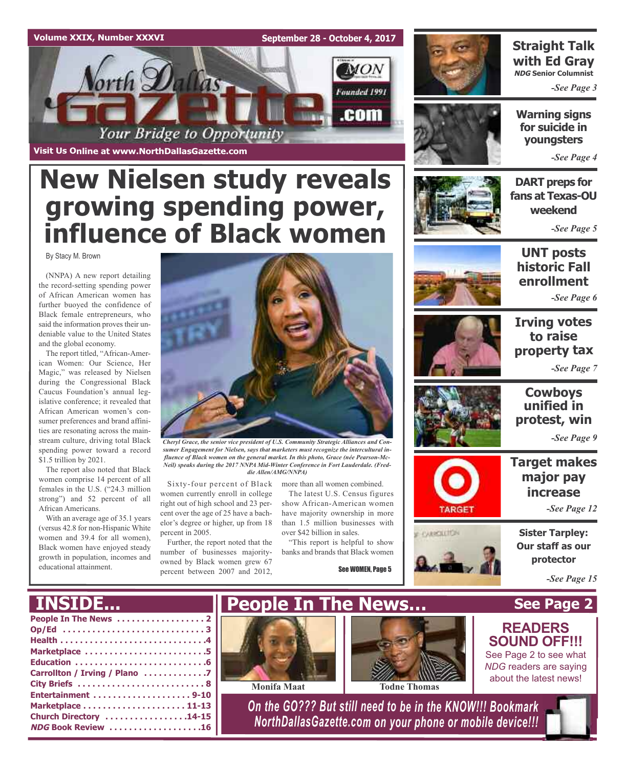Volume XXIX, Number XXXVI

September 28 - October 4, 2017

# North Dallas Gazette

Your Bridge to Opportunity

Founded 1991

.com

Visit Us Online at www.NorthDallasGazette.com

# New Nielsen study reveals growing spending power, influence of Black women

By Stacy M. Brown

(NNPA) A new report detailing the record-setting spending power of African American women has further buoyed the confidence of Black female entrepreneurs, who said the information proves their undeniable value to the United States and the global economy.

The report titled, "African-American Women: Our Science, Her Magic," was released by Nielsen during the Congressional Black Caucus Foundation's annual legislative conference; it revealed that African American women's consumer preferences and brand affinities are resonating across the mainstream culture, driving total Black spending power toward a record $1.5 trillion by 2021.

The report also noted that Black women comprise 14 percent of all females in the U.S. ("24.3 million strong") and 52 percent of all African Americans.

With an average age of 35.1 years (versus 42.8 for non-Hispanic White women and 39.4 for all women), Black women have enjoyed steady growth in population, incomes and educational attainment.

*Cheryl Grace, the senior vice president of U.S. Community Strategic Alliances and Consumer Engagement for Nielsen, says that marketers must recognize the intercultural influence of Black women on the general market. In this photo, Grace (née Pearson-McNeil) speaks during the 2017 NNPA Mid-Winter Conference in Fort Lauderdale. (Freddie Allen/AMG/NNPA)*

Sixty-four percent of Black women currently enroll in college right out of high school and 23 percent over the age of 25 have a bachelor's degree or higher, up from 18 percent in 2005.

Further, the report noted that the number of businesses majority-owned by Black women grew 67 percent between 2007 and 2012, more than all women combined.

The latest U.S. Census figures show African-American women have majority ownership in more than 1.5 million businesses with over $42 billion in sales.

"This report is helpful to show banks and brands that Black women

See WOMEN, Page 5

## Straight Talk with Ed Gray
*NDG* Senior Columnist
*-See Page 3*

## Warning signs for suicide in youngsters
*-See Page 4*

## DART preps for fans at Texas-OU weekend
*-See Page 5*

## UNT posts historic Fall enrollment
*-See Page 6*

## Irving votes to raise property tax
*-See Page 7*

## Cowboys unified in protest, win
*-See Page 9*

## Target makes major pay increase
*-See Page 12*

## Sister Tarpley: Our staff as our protector
*-See Page 15*

## INSIDE...

- People In The News . . . . . 2
- Op/Ed . . . . . 3
- Health . . . . . 4
- Marketplace . . . . . 5
- Education . . . . . 6
- Carrollton / Irving / Plano . . . . . 7
- City Briefs . . . . . 8
- Entertainment . . . . . 9-10
- Marketplace . . . . . 11-13
- Church Directory . . . . . 14-15
- *NDG* Book Review . . . . . 16

## People In The News...

See Page 2

Monifa Maat

Todne Thomas

## READERS SOUND OFF!!!

See Page 2 to see what *NDG* readers are saying about the latest news!

*On the GO??? But still need to be in the KNOW!!! Bookmark NorthDallasGazette.com on your phone or mobile device!!!*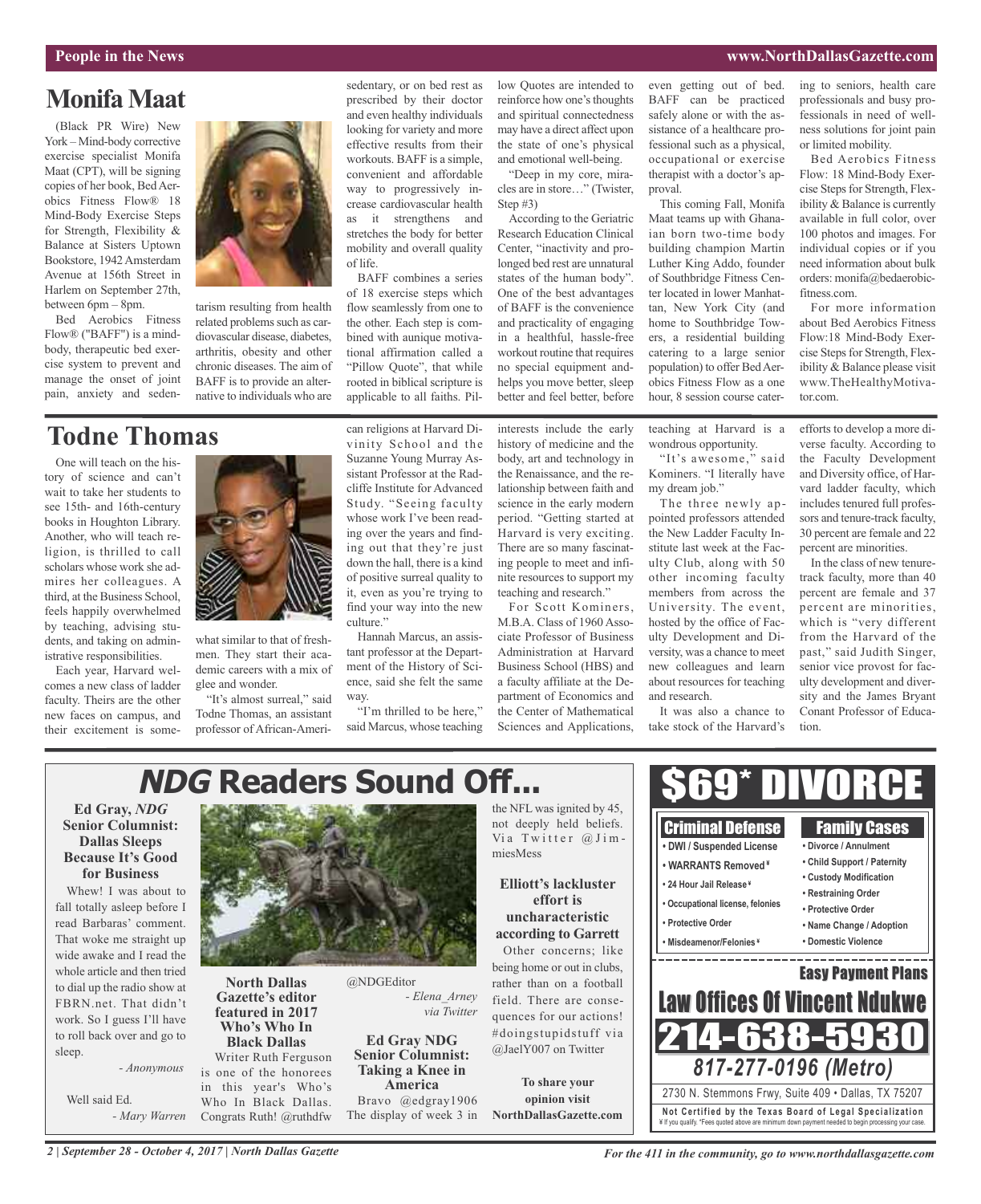## Monifa Maat

(Black PR Wire) New York – Mind-body corrective exercise specialist Monifa Maat (CPT), will be signing copies of her book, Bed Aerobics Fitness Flow® 18 Mind-Body Exercise Steps for Strength, Flexibility & Balance at Sisters Uptown Bookstore, 1942 Amsterdam Avenue at 156th Street in Harlem on September 27th, between 6pm – 8pm.

Bed Aerobics Fitness Flow® ("BAFF") is a mind-body, therapeutic bed exercise system to prevent and manage the onset of joint pain, anxiety and sedentarism resulting from health related problems such as cardiovascular disease, diabetes, arthritis, obesity and other chronic diseases. The aim of BAFF is to provide an alternative to individuals who are sedentary, or on bed rest as prescribed by their doctor and even healthy individuals looking for variety and more effective results from their workouts. BAFF is a simple, convenient and affordable way to progressively increase cardiovascular health as it strengthens and stretches the body for better mobility and overall quality of life.

BAFF combines a series of 18 exercise steps which flow seamlessly from one to the other. Each step is combined with aunique motivational affirmation called a "Pillow Quote", that while rooted in biblical scripture is applicable to all faiths. Pillow Quotes are intended to reinforce how one's thoughts and spiritual connectedness may have a direct affect upon the state of one's physical and emotional well-being.

"Deep in my core, miracles are in store…" (Twister, Step #3)

According to the Geriatric Research Education Clinical Center, "inactivity and prolonged bed rest are unnatural states of the human body". One of the best advantages of BAFF is the convenience and practicality of engaging in a healthful, hassle-free workout routine that requires no special equipment and helps you move better, sleep better and feel better, before even getting out of bed. BAFF can be practiced safely alone or with the assistance of a healthcare professional such as a physical, occupational or exercise therapist with a doctor's approval.

This coming Fall, Monifa Maat teams up with Ghanaian born two-time body building champion Martin Luther King Addo, founder of Southbridge Fitness Center located in lower Manhattan, New York City (and home to Southbridge Towers, a residential building catering to a large senior population) to offer Bed Aerobics Fitness Flow as a one hour, 8 session course catering to seniors, health care professionals and busy professionals in need of wellness solutions for joint pain or limited mobility.

Bed Aerobics Fitness Flow: 18 Mind-Body Exercise Steps for Strength, Flexibility & Balance is currently available in full color, over 100 photos and images. For individual copies or if you need information about bulk orders: monifa@bedaerobicfitness.com.

For more information about Bed Aerobics Fitness Flow:18 Mind-Body Exercise Steps for Strength, Flexibility & Balance please visit www.TheHealthyMotivator.com.

## Todne Thomas

One will teach on the history of science and can't wait to take her students to see 15th- and 16th-century books in Houghton Library. Another, who will teach religion, is thrilled to call scholars whose work she admires her colleagues. A third, at the Business School, feels happily overwhelmed by teaching, advising students, and taking on administrative responsibilities.

Each year, Harvard welcomes a new class of ladder faculty. Theirs are the other new faces on campus, and their excitement is somewhat similar to that of freshmen. They start their academic careers with a mix of glee and wonder.

"It's almost surreal," said Todne Thomas, an assistant professor of African-American religions at Harvard Divinity School and the Suzanne Young Murray Assistant Professor at the Radcliffe Institute for Advanced Study. "Seeing faculty whose work I've been reading over the years and finding out that they're just down the hall, there is a kind of positive surreal quality to it, even as you're trying to find your way into the new culture."

Hannah Marcus, an assistant professor at the Department of the History of Science, said she felt the same way.

"I'm thrilled to be here," said Marcus, whose teaching interests include the early history of medicine and the body, art and technology in the Renaissance, and the relationship between faith and science in the early modern period. "Getting started at Harvard is very exciting. There are so many fascinating people to meet and infinite resources to support my teaching and research."

For Scott Kominers, M.B.A. Class of 1960 Associate Professor of Business Administration at Harvard Business School (HBS) and a faculty affiliate at the Department of Economics and the Center of Mathematical Sciences and Applications, teaching at Harvard is a wondrous opportunity.

"It's awesome," said Kominers. "I literally have my dream job."

The three newly appointed professors attended the New Ladder Faculty Institute last week at the Faculty Club, along with 50 other incoming faculty members from across the University. The event, hosted by the office of Faculty Development and Diversity, was a chance to meet new colleagues and learn about resources for teaching and research.

It was also a chance to take stock of the Harvard's efforts to develop a more diverse faculty. According to the Faculty Development and Diversity office, of Harvard ladder faculty, which includes tenured full professors and tenure-track faculty, 30 percent are female and 22 percent are minorities.

In the class of new tenure-track faculty, more than 40 percent are female and 37 percent are minorities, which is "very different from the past," said Judith Singer, senior vice provost for faculty development and diversity and the James Bryant Conant Professor of Education.

## *NDG* Readers Sound Off...

**Ed Gray, *NDG* Senior Columnist: Dallas Sleeps Because It's Good for Business**

Whew! I was about to fall totally asleep before I read Barbaras' comment. That woke me straight up wide awake and I read the whole article and then tried to dial up the radio show at FBRN.net. That didn't work. So I guess I'll have to roll back over and go to sleep.

*- Anonymous*

Well said Ed.

*- Mary Warren*

**North Dallas Gazette's editor featured in 2017 Who's Who In Black Dallas**

Writer Ruth Ferguson is one of the honorees in this year's Who's Who In Black Dallas. Congrats Ruth! @ruthdfw @NDGEditor

*- Elena_Arney via Twitter*

**Ed Gray NDG Senior Columnist: Taking a Knee in America**

Bravo @edgray1906 The display of week 3 in the NFL was ignited by 45, not deeply held beliefs. Via Twitter @JimmiesMess

**Elliott's lackluster effort is uncharacteristic according to Garrett**

Other concerns; like being home or out in clubs, rather than on a football field. There are consequences for our actions! #doingstupidstuff via @JaelY007 on Twitter

**To share your opinion visit NorthDallasGazette.com**

---

# $69* DIVORCE

**Criminal Defense**
- DWI / Suspended License
- WARRANTS Removed¥
- 24 Hour Jail Release¥
- Occupational license, felonies
- Protective Order
- Misdeameanor/Felonies¥

**Family Cases**
- Divorce / Annulment
- Child Support / Paternity
- Custody Modification
- Restraining Order
- Protective Order
- Name Change / Adoption
- Domestic Violence

**Easy Payment Plans**

**Law Offices Of Vincent Ndukwe**

**214-638-5930**

***817-277-0196 (Metro)***

2730 N. Stemmons Frwy, Suite 409 • Dallas, TX 75207

**Not Certified by the Texas Board of Legal Specialization**

¥ If you qualify. *Fees quoted above are minimum down payment needed to begin processing your case.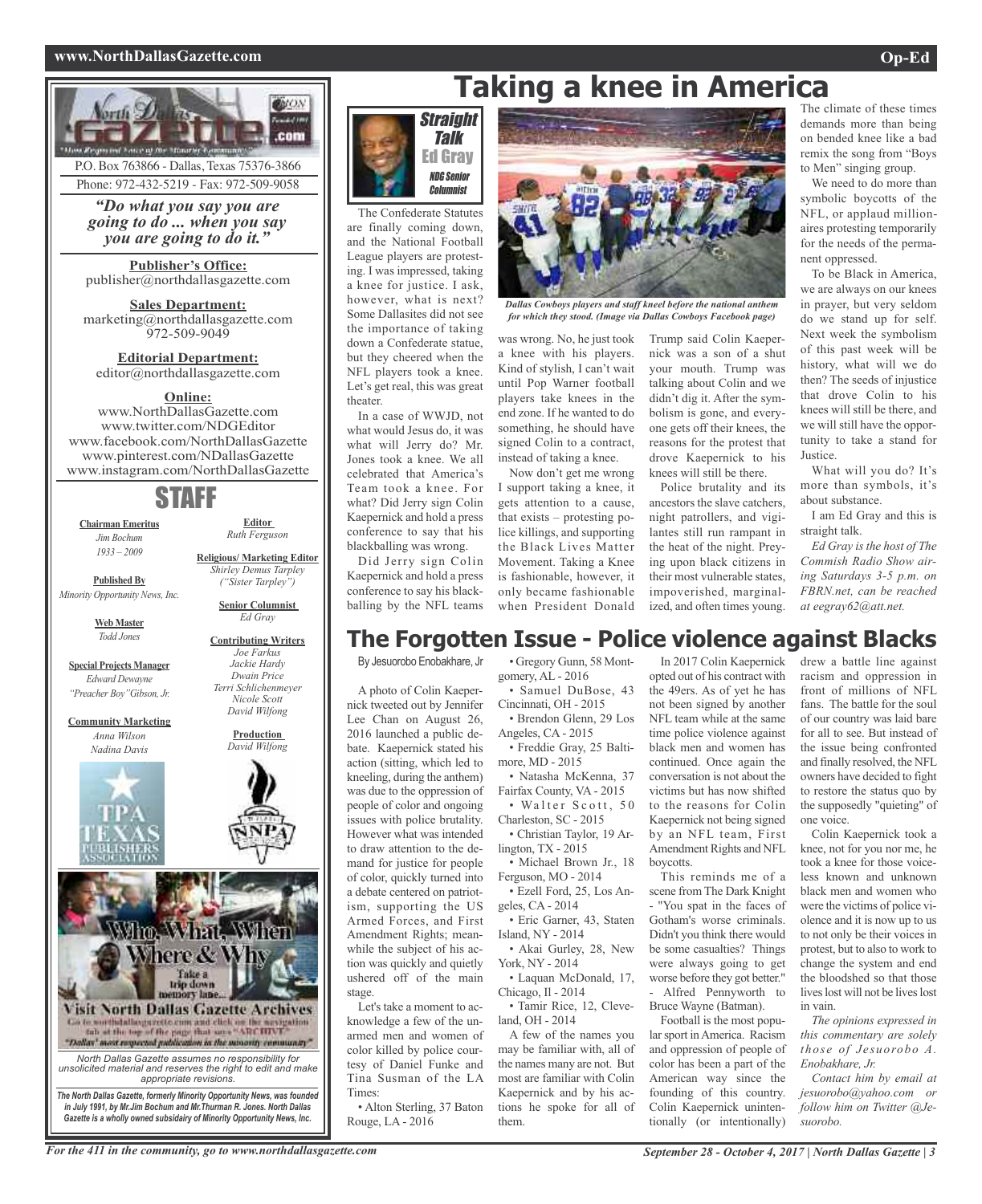P.O. Box 763866 - Dallas, Texas 75376-3866
Phone: 972-432-5219 - Fax: 972-509-9058

*"Do what you say you are going to do ... when you say you are going to do it."*

**Publisher's Office:**
publisher@northdallasgazette.com

**Sales Department:**
marketing@northdallasgazette.com
972-509-9049

**Editorial Department:**
editor@northdallasgazette.com

**Online:**
www.NorthDallasGazette.com
www.twitter.com/NDGEditor
www.facebook.com/NorthDallasGazette
www.pinterest.com/NDallasGazette
www.instagram.com/NorthDallasGazette

## STAFF

**Chairman Emeritus**
*Jim Bochum*
*1933 – 2009*

**Published By**
*Minority Opportunity News, Inc.*

**Web Master**
*Todd Jones*

**Special Projects Manager**
*Edward Dewayne "Preacher Boy" Gibson, Jr.*

**Community Marketing**
*Anna Wilson*
*Nadina Davis*

**Editor**
*Ruth Ferguson*

**Religious/ Marketing Editor**
*Shirley Demus Tarpley ("Sister Tarpley")*

**Senior Columnist**
*Ed Gray*

**Contributing Writers**
*Joe Farkus*
*Jackie Hardy*
*Dwain Price*
*Terri Schlichenmeyer*
*Nicole Scott*
*David Wilfong*

**Production**
*David Wilfong*

Who, What, When, Where & Why — Take a trip down memory lane... Visit North Dallas Gazette Archives. Go to northdallasgazette.com and click on the navigation tab at the top of the page that says "ARCHIVE". "Dallas' most respected publication in the minority community"

*North Dallas Gazette assumes no responsibility for unsolicited material and reserves the right to edit and make appropriate revisions.*

***The North Dallas Gazette, formerly Minority Opportunity News, was founded in July 1991, by Mr.Jim Bochum and Mr.Thurman R. Jones. North Dallas Gazette is a wholly owned subsidairy of Minority Opportunity News, Inc.***

# Taking a knee in America

**Straight Talk — Ed Gray, NDG Senior Columnist**

The Confederate Statutes are finally coming down, and the National Football League players are protesting. I was impressed, taking a knee for justice. I ask, however, what is next? Some Dallasites did not see the importance of taking down a Confederate statue, but they cheered when the NFL players took a knee. Let's get real, this was great theater.

In a case of WWJD, not what would Jesus do, it was what will Jerry do? Mr. Jones took a knee. We all celebrated that America's Team took a knee. For what? Did Jerry sign Colin Kaepernick and hold a press conference to say that his blackballing was wrong.

Did Jerry sign Colin Kaepernick and hold a press conference to say his blackballing by the NFL teams was wrong. No, he just took a knee with his players. Kind of stylish, I can't wait until Pop Warner football players take knees in the end zone. If he wanted to do something, he should have signed Colin to a contract, instead of taking a knee.

*Dallas Cowboys players and staff kneel before the national anthem for which they stood. (Image via Dallas Cowboys Facebook page)*

Now don't get me wrong I support taking a knee, it gets attention to a cause, that exists – protesting police killings, and supporting the Black Lives Matter Movement. Taking a Knee is fashionable, however, it only became fashionable when President Donald Trump said Colin Kaepernick was a son of a shut your mouth. Trump was talking about Colin and we didn't dig it. After the symbolism is gone, and everyone gets off their knees, the reasons for the protest that drove Kaepernick to his knees will still be there.

Police brutality and its ancestors the slave catchers, night patrollers, and vigilantes still run rampant in the heat of the night. Preying upon black citizens in their most vulnerable states, impoverished, marginalized, and often times young.

The climate of these times demands more than being on bended knee like a bad remix the song from "Boys to Men" singing group.

We need to do more than symbolic boycotts of the NFL, or applaud millionaires protesting temporarily for the needs of the permanent oppressed.

To be Black in America, we are always on our knees in prayer, but very seldom do we stand up for self. Next week the symbolism of this past week will be history, what will we do then? The seeds of injustice that drove Colin to his knees will still be there, and we will still have the opportunity to take a stand for Justice.

What will you do? It's more than symbols, it's about substance.

I am Ed Gray and this is straight talk.

*Ed Gray is the host of The Commish Radio Show airing Saturdays 3-5 p.m. on FBRN.net, can be reached at eegray62@att.net.*

# The Forgotten Issue - Police violence against Blacks

By Jesuorobo Enobakhare, Jr

A photo of Colin Kaepernick tweeted out by Jennifer Lee Chan on August 26, 2016 launched a public debate. Kaepernick stated his action (sitting, which led to kneeling, during the anthem) was due to the oppression of people of color and ongoing issues with police brutality. However what was intended to draw attention to the demand for justice for people of color, quickly turned into a debate centered on patriotism, supporting the US Armed Forces, and First Amendment Rights; meanwhile the subject of his action was quickly and quietly ushered off of the main stage.

Let's take a moment to acknowledge a few of the unarmed men and women of color killed by police courtesy of Daniel Funke and Tina Susman of the LA Times:

- Alton Sterling, 37 Baton Rouge, LA - 2016
- Gregory Gunn, 58 Montgomery, AL - 2016
- Samuel DuBose, 43 Cincinnati, OH - 2015
- Brendon Glenn, 29 Los Angeles, CA - 2015
- Freddie Gray, 25 Baltimore, MD - 2015
- Natasha McKenna, 37 Fairfax County, VA - 2015
- Walter Scott, 50 Charleston, SC - 2015
- Christian Taylor, 19 Arlington, TX - 2015
- Michael Brown Jr., 18 Ferguson, MO - 2014
- Ezell Ford, 25, Los Angeles, CA - 2014
- Eric Garner, 43, Staten Island, NY - 2014
- Akai Gurley, 28, New York, NY - 2014
- Laquan McDonald, 17, Chicago, Il - 2014
- Tamir Rice, 12, Cleveland, OH - 2014

A few of the names you may be familiar with, all of the names many are not. But most are familiar with Colin Kaepernick and by his actions he spoke for all of them.

In 2017 Colin Kaepernick opted out of his contract with the 49ers. As of yet he has not been signed by another NFL team while at the same time police violence against black men and women has continued. Once again the conversation is not about the victims but has now shifted to the reasons for Colin Kaepernick not being signed by an NFL team, First Amendment Rights and NFL boycotts.

This reminds me of a scene from The Dark Knight - "You spat in the faces of Gotham's worse criminals. Didn't you think there would be some casualties? Things were always going to get worse before they got better." - Alfred Pennyworth to Bruce Wayne (Batman).

Football is the most popular sport in America. Racism and oppression of people of color has been a part of the American way since the founding of this country. Colin Kaepernick unintentionally (or intentionally) drew a battle line against racism and oppression in front of millions of NFL fans. The battle for the soul of our country was laid bare for all to see. But instead of the issue being confronted and finally resolved, the NFL owners have decided to fight to restore the status quo by the supposedly "quieting" of one voice.

Colin Kaepernick took a knee, not for you nor me, he took a knee for those voiceless known and unknown black men and women who were the victims of police violence and it is now up to us to not only be their voices in protest, but to also to work to change the system and end the bloodshed so that those lives lost will not be lives lost in vain.

*The opinions expressed in this commentary are solely those of Jesuorobo A. Enobakhare, Jr.*

*Contact him by email at jesuorobo@yahoo.com or follow him on Twitter @Jesuorobo.*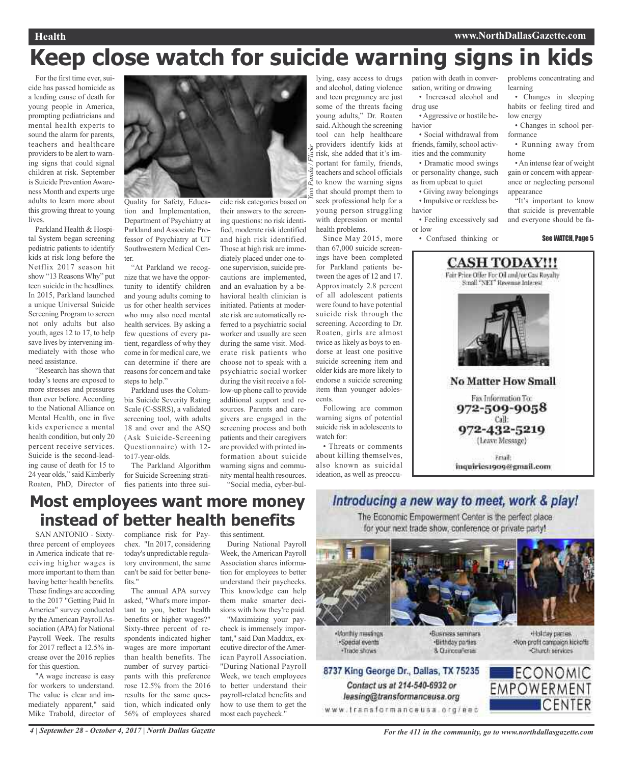# Keep close watch for suicide warning signs in kids

For the first time ever, suicide has passed homicide as a leading cause of death for young people in America, prompting pediatricians and mental health experts to sound the alarm for parents, teachers and healthcare providers to be alert to warning signs that could signal children at risk. September is Suicide Prevention Awareness Month and experts urge adults to learn more about this growing threat to young lives.

Parkland Health & Hospital System began screening pediatric patients to identify kids at risk long before the Netflix 2017 season hit show "13 Reasons Why" put teen suicide in the headlines. In 2015, Parkland launched a unique Universal Suicide Screening Program to screen not only adults but also youth, ages 12 to 17, to help save lives by intervening immediately with those who need assistance.

"Research has shown that today's teens are exposed to more stresses and pressures than ever before. According to the National Alliance on Mental Health, one in five kids experience a mental health condition, but only 20 percent receive services. Suicide is the second-leading cause of death for 15 to 24 year olds," said Kimberly Roaten, PhD, Director of Quality for Safety, Education and Implementation, Department of Psychiatry at Parkland and Associate Professor of Psychiatry at UT Southwestern Medical Center.

"At Parkland we recognize that we have the opportunity to identify children and young adults coming to us for other health services who may also need mental health services. By asking a few questions of every patient, regardless of why they come in for medical care, we can determine if there are reasons for concern and take steps to help."

Parkland uses the Columbia Suicide Severity Rating Scale (C-SSRS), a validated screening tool, with adults 18 and over and the ASQ (Ask Suicide-Screening Questionnaire) with 12-to17-year-olds.

The Parkland Algorithm for Suicide Screening stratifies patients into three suicide risk categories based on their answers to the screening questions: no risk identified, moderate risk identified and high risk identified. Those at high risk are immediately placed under one-to-one supervision, suicide precautions are implemented, and an evaluation by a behavioral health clinician is initiated. Patients at moderate risk are automatically referred to a psychiatric social worker and usually are seen during the same visit. Moderate risk patients who choose not to speak with a psychiatric social worker during the visit receive a follow-up phone call to provide additional support and resources. Parents and caregivers are engaged in the screening process and both patients and their caregivers are provided with printed information about suicide warning signs and community mental health resources.

*Yuvi Panda / Flickr*

"Social media, cyber-bullying, easy access to drugs and alcohol, dating violence and teen pregnancy are just some of the threats facing young adults," Dr. Roaten said. Although the screening tool can help healthcare providers identify kids at risk, she added that it's important for family, friends, teachers and school officials to know the warning signs that should prompt them to seek professional help for a young person struggling with depression or mental health problems.

Since May 2015, more than 67,000 suicide screenings have been completed for Parkland patients between the ages of 12 and 17. Approximately 2.8 percent of all adolescent patients were found to have potential suicide risk through the screening. According to Dr. Roaten, girls are almost twice as likely as boys to endorse at least one positive suicide screening item and older kids are more likely to endorse a suicide screening item than younger adolescents.

Following are common warning signs of potential suicide risk in adolescents to watch for:

- Threats or comments about killing themselves, also known as suicidal ideation, as well as preoccupation with death in conversation, writing or drawing
- Increased alcohol and drug use
- Aggressive or hostile behavior
- Social withdrawal from friends, family, school activities and the community
- Dramatic mood swings or personality change, such as from upbeat to quiet
- Giving away belongings
- Impulsive or reckless behavior
- Feeling excessively sad or low
- Confused thinking or problems concentrating and learning
- Changes in sleeping habits or feeling tired and low energy
- Changes in school performance
- Running away from home
- An intense fear of weight gain or concern with appearance or neglecting personal appearance

"It's important to know that suicide is preventable and everyone should be fa-

**See WATCH, Page 5**

**CASH TODAY!!!**

Fair Price Offer For Oil and/or Gas Royalty Small "NET" Revenue Interest

**No Matter How Small**

Fax Information To:
**972-509-9058**
Call:
**972-432-5219**
(Leave Message)

Email:
inquiries1909@gmail.com

# Most employees want more money instead of better health benefits

SAN ANTONIO - Sixty-three percent of employees in America indicate that receiving higher wages is more important to them than having better health benefits. These findings are according to the 2017 "Getting Paid In America" survey conducted by the American Payroll Association (APA) for National Payroll Week. The results for 2017 reflect a 12.5% increase over the 2016 replies for this question.

"A wage increase is easy for workers to understand. The value is clear and immediately apparent," said Mike Trabold, director of compliance risk for Paychex. "In 2017, considering today's unpredictable regulatory environment, the same can't be said for better benefits."

The annual APA survey asked, "What's more important to you, better health benefits or higher wages?" Sixty-three percent of respondents indicated higher wages are more important than health benefits. The number of survey participants with this preference rose 12.5% from the 2016 results for the same question, which indicated only 56% of employees shared this sentiment.

During National Payroll Week, the American Payroll Association shares information for employees to better understand their paychecks. This knowledge can help them make smarter decisions with how they're paid.

"Maximizing your paycheck is immensely important," said Dan Maddux, executive director of the American Payroll Association. "During National Payroll Week, we teach employees to better understand their payroll-related benefits and how to use them to get the most each paycheck."

*Introducing a new way to meet, work & play!*

The Economic Empowerment Center is the perfect place for your next trade show, conference or private party!

- Monthly meetings
- Special events
- Trade shows
- Business seminars
- Birthday parties
- & Quinceañeras
- Holiday parties
- Non-profit campaign kickoffs
- Church services

**8737 King George Dr., Dallas, TX 75235**

*Contact us at 214-540-6932 or leasing@transformanceusa.org*

www.transformanceusa.org/eec

ECONOMIC EMPOWERMENT CENTER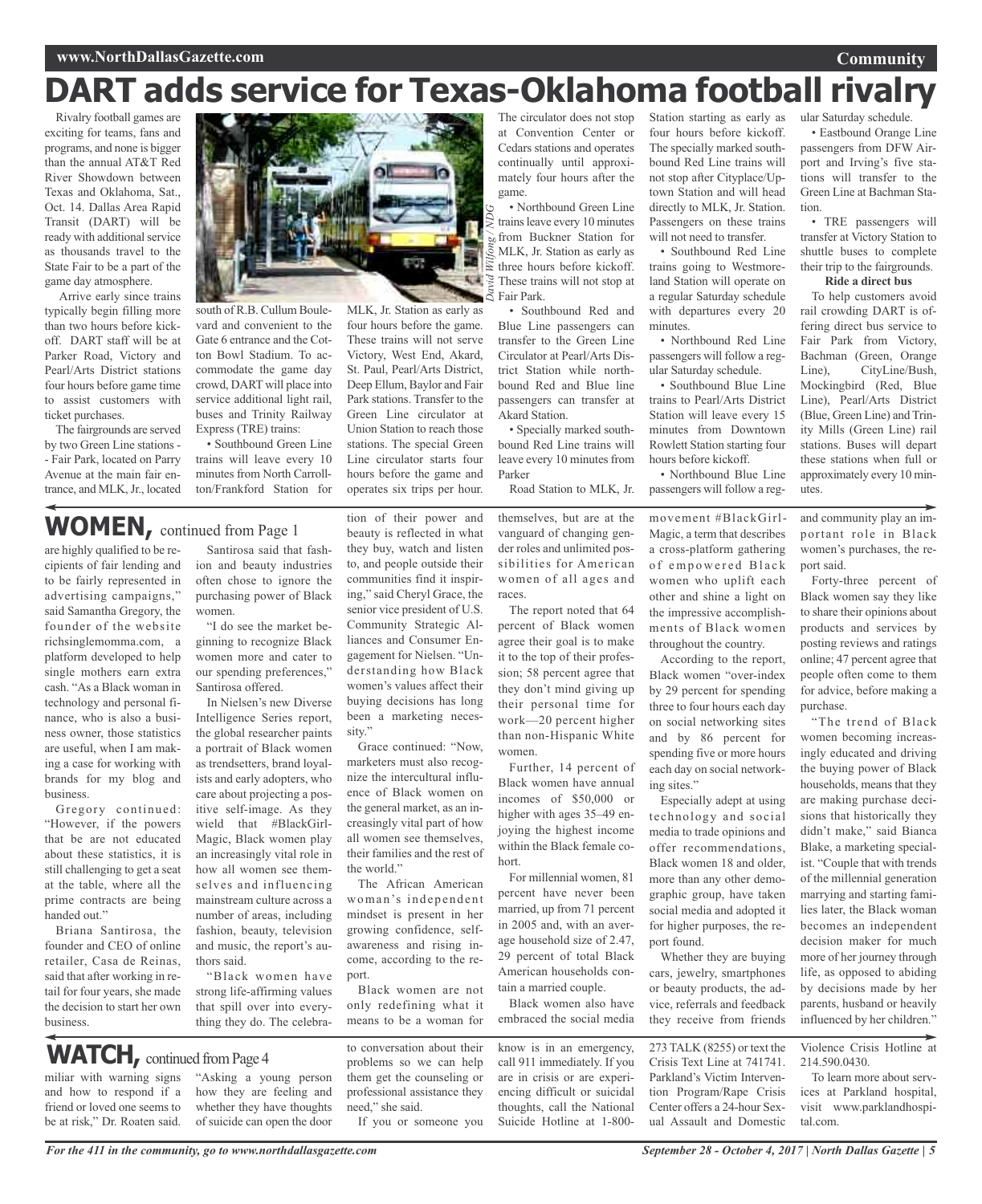# DART adds service for Texas-Oklahoma football rivalry

Rivalry football games are exciting for teams, fans and programs, and none is bigger than the annual AT&T Red River Showdown between Texas and Oklahoma, Sat., Oct. 14. Dallas Area Rapid Transit (DART) will be ready with additional service as thousands travel to the State Fair to be a part of the game day atmosphere.

Arrive early since trains typically begin filling more than two hours before kickoff. DART staff will be at Parker Road, Victory and Pearl/Arts District stations four hours before game time to assist customers with ticket purchases.

The fairgrounds are served by two Green Line stations - - Fair Park, located on Parry Avenue at the main fair entrance, and MLK, Jr., located south of R.B. Cullum Boulevard and convenient to the Gate 6 entrance and the Cotton Bowl Stadium. To accommodate the game day crowd, DART will place into service additional light rail, buses and Trinity Railway Express (TRE) trains:

- Southbound Green Line trains will leave every 10 minutes from North Carrollton/Frankford Station for MLK, Jr. Station as early as four hours before the game. These trains will not serve Victory, West End, Akard, St. Paul, Pearl/Arts District, Deep Ellum, Baylor and Fair Park stations. Transfer to the Green Line circulator at Union Station to reach those stations. The special Green Line circulator starts four hours before the game and operates six trips per hour. The circulator does not stop at Convention Center or Cedars stations and operates continually until approximately four hours after the game.
- Northbound Green Line trains leave every 10 minutes from Buckner Station for MLK, Jr. Station as early as three hours before kickoff. These trains will not stop at Fair Park.
- Southbound Red and Blue Line passengers can transfer to the Green Line Circulator at Pearl/Arts District Station while northbound Red and Blue line passengers can transfer at Akard Station.
- Specially marked southbound Red Line trains will leave every 10 minutes from Parker Road Station to MLK, Jr. Station starting as early as four hours before kickoff. The specially marked southbound Red Line trains will not stop after Cityplace/Uptown Station and will head directly to MLK, Jr. Station. Passengers on these trains will not need to transfer.
- Southbound Red Line trains going to Westmoreland Station will operate on a regular Saturday schedule with departures every 20 minutes.
- Northbound Red Line passengers will follow a regular Saturday schedule.
- Southbound Blue Line trains to Pearl/Arts District Station will leave every 15 minutes from Downtown Rowlett Station starting four hours before kickoff.
- Northbound Blue Line passengers will follow a regular Saturday schedule.
- Eastbound Orange Line passengers from DFW Airport and Irving's five stations will transfer to the Green Line at Bachman Station.
- TRE passengers will transfer at Victory Station to shuttle buses to complete their trip to the fairgrounds.

**Ride a direct bus**

To help customers avoid rail crowding DART is offering direct bus service to Fair Park from Victory, Bachman (Green, Orange Line), CityLine/Bush, Mockingbird (Red, Blue Line), Pearl/Arts District (Blue, Green Line) and Trinity Mills (Green Line) rail stations. Buses will depart these stations when full or approximately every 10 minutes.

## WOMEN, continued from Page 1

are highly qualified to be recipients of fair lending and to be fairly represented in advertising campaigns," said Samantha Gregory, the founder of the website richsinglemomma.com, a platform developed to help single mothers earn extra cash. "As a Black woman in technology and personal finance, who is also a business owner, those statistics are useful, when I am making a case for working with brands for my blog and business.

Gregory continued: "However, if the powers that be are not educated about these statistics, it is still challenging to get a seat at the table, where all the prime contracts are being handed out."

Briana Santirosa, the founder and CEO of online retailer, Casa de Reinas, said that after working in retail for four years, she made the decision to start her own business.

Santirosa said that fashion and beauty industries often chose to ignore the purchasing power of Black women.

"I do see the market beginning to recognize Black women more and cater to our spending preferences," Santirosa offered.

In Nielsen's new Diverse Intelligence Series report, the global researcher paints a portrait of Black women as trendsetters, brand loyalists and early adopters, who care about projecting a positive self-image. As they wield that #BlackGirlMagic, Black women play an increasingly vital role in how all women see themselves and influencing mainstream culture across a number of areas, including fashion, beauty, television and music, the report's authors said.

"Black women have strong life-affirming values that spill over into everything they do. The celebration of their power and beauty is reflected in what they buy, watch and listen to, and people outside their communities find it inspiring," said Cheryl Grace, the senior vice president of U.S. Community Strategic Alliances and Consumer Engagement for Nielsen. "Understanding how Black women's values affect their buying decisions has long been a marketing necessity."

Grace continued: "Now, marketers must also recognize the intercultural influence of Black women on the general market, as an increasingly vital part of how all women see themselves, their families and the rest of the world."

The African American woman's independent mindset is present in her growing confidence, self-awareness and rising income, according to the report.

Black women are not only redefining what it means to be a woman for themselves, but are at the vanguard of changing gender roles and unlimited possibilities for American women of all ages and races.

The report noted that 64 percent of Black women agree their goal is to make it to the top of their profession; 58 percent agree that they don't mind giving up their personal time for work—20 percent higher than non-Hispanic White women.

Further, 14 percent of Black women have annual incomes of $50,000 or higher with ages 35–49 enjoying the highest income within the Black female cohort.

For millennial women, 81 percent have never been married, up from 71 percent in 2005 and, with an average household size of 2.47, 29 percent of total Black American households contain a married couple.

Black women also have embraced the social media movement #BlackGirlMagic, a term that describes a cross-platform gathering of empowered Black women who uplift each other and shine a light on the impressive accomplishments of Black women throughout the country.

According to the report, Black women "over-index by 29 percent for spending three to four hours each day on social networking sites and by 86 percent for spending five or more hours each day on social networking sites."

Especially adept at using technology and social media to trade opinions and offer recommendations, Black women 18 and older, more than any other demographic group, have taken social media and adopted it for higher purposes, the report found.

Whether they are buying cars, jewelry, smartphones or beauty products, the advice, referrals and feedback they receive from friends and community play an important role in Black women's purchases, the report said.

Forty-three percent of Black women say they like to share their opinions about products and services by posting reviews and ratings online; 47 percent agree that people often come to them for advice, before making a purchase.

"The trend of Black women becoming increasingly educated and driving the buying power of Black households, means that they are making purchase decisions that historically they didn't make," said Bianca Blake, a marketing specialist. "Couple that with trends of the millennial generation marrying and starting families later, the Black woman becomes an independent decision maker for much more of her journey through life, as opposed to abiding by decisions made by her parents, husband or heavily influenced by her children."

## WATCH, continued from Page 4

miliar with warning signs and how to respond if a friend or loved one seems to be at risk," Dr. Roaten said.

"Asking a young person how they are feeling and whether they have thoughts of suicide can open the door to conversation about their problems so we can help them get the counseling or professional assistance they need," she said.

If you or someone you know is in an emergency, call 911 immediately. If you are in crisis or are experiencing difficult or suicidal thoughts, call the National Suicide Hotline at 1-800-273 TALK (8255) or text the Crisis Text Line at 741741. Parkland's Victim Intervention Program/Rape Crisis Center offers a 24-hour Sexual Assault and Domestic Violence Crisis Hotline at 214.590.0430.

To learn more about services at Parkland hospital, visit www.parklandhospital.com.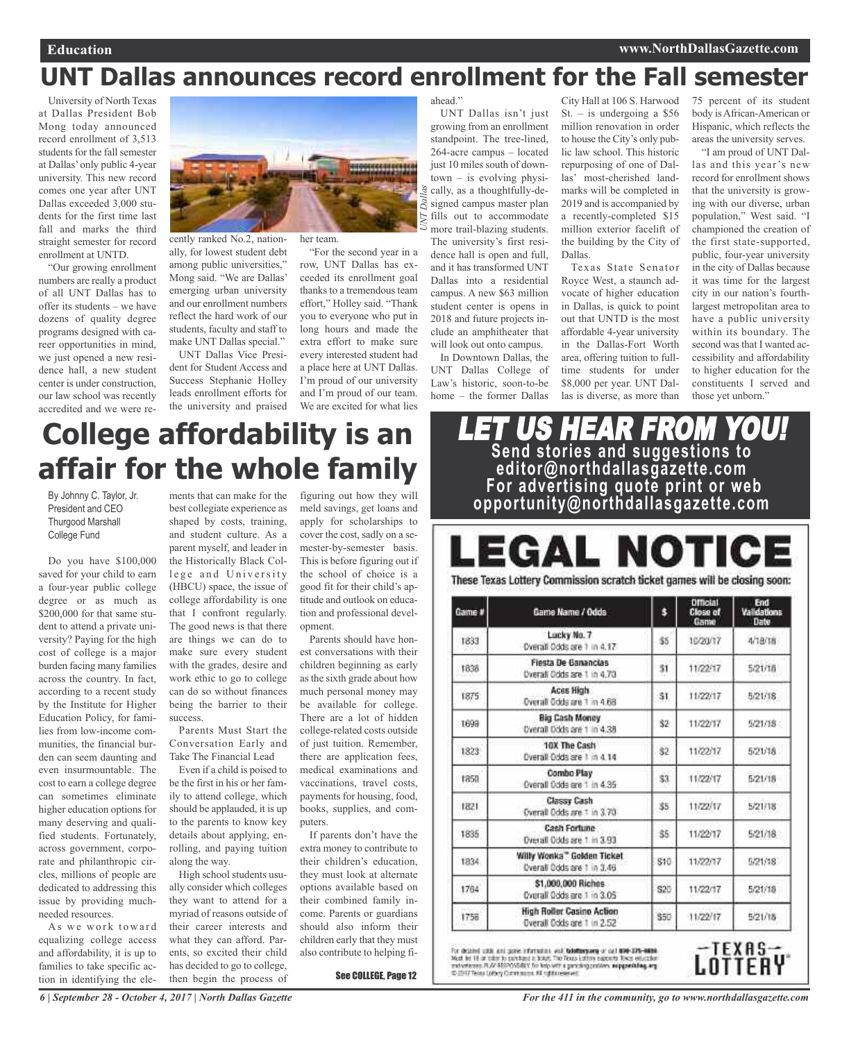# UNT Dallas announces record enrollment for the Fall semester

University of North Texas at Dallas President Bob Mong today announced record enrollment of 3,513 students for the fall semester at Dallas' only public 4-year university. This new record comes one year after UNT Dallas exceeded 3,000 students for the first time last fall and marks the third straight semester for record enrollment at UNTD.

"Our growing enrollment numbers are really a product of all UNT Dallas has to offer its students – we have dozens of quality degree programs designed with career opportunities in mind, we just opened a new residence hall, a new student center is under construction, our law school was recently accredited and we were recently ranked No.2, nationally, for lowest student debt among public universities," Mong said. "We are Dallas' emerging urban university and our enrollment numbers reflect the hard work of our students, faculty and staff to make UNT Dallas special."

UNT Dallas Vice President for Student Access and Success Stephanie Holley leads enrollment efforts for the university and praised her team.

"For the second year in a row, UNT Dallas has exceeded its enrollment goal thanks to a tremendous team effort," Holley said. "Thank you to everyone who put in long hours and made the extra effort to make sure every interested student had a place here at UNT Dallas. I'm proud of our university and I'm proud of our team. We are excited for what lies ahead."

UNT Dallas

UNT Dallas isn't just growing from an enrollment standpoint. The tree-lined, 264-acre campus – located just 10 miles south of downtown – is evolving physically, as a thoughtfully-designed campus master plan fills out to accommodate more trail-blazing students. The university's first residence hall is open and full, and it has transformed UNT Dallas into a residential campus. A new $63 million student center is opens in 2018 and future projects include an amphitheater that will look out onto campus.

In Downtown Dallas, the UNT Dallas College of Law's historic, soon-to-be home – the former Dallas City Hall at 106 S. Harwood St. – is undergoing a $56 million renovation in order to house the City's only public law school. This historic repurposing of one of Dallas' most-cherished landmarks will be completed in 2019 and is accompanied by a recently-completed $15 million exterior facelift of the building by the City of Dallas.

Texas State Senator Royce West, a staunch advocate of higher education in Dallas, is quick to point out that UNTD is the most affordable 4-year university in the Dallas-Fort Worth area, offering tuition to full-time students for under $8,000 per year. UNT Dallas is diverse, as more than 75 percent of its student body is African-American or Hispanic, which reflects the areas the university serves.

"I am proud of UNT Dallas and this year's new record for enrollment shows that the university is growing with our diverse, urban population," West said. "I championed the creation of the first state-supported, public, four-year university in the city of Dallas because it was time for the largest city in our nation's fourth-largest metropolitan area to have a public university within its boundary. The second was that I wanted accessibility and affordability to higher education for the constituents I served and those yet unborn."

# College affordability is an affair for the whole family

By Johnny C. Taylor, Jr.
President and CEO
Thurgood Marshall College Fund

Do you have $100,000 saved for your child to earn a four-year public college degree or as much as $200,000 for that same student to attend a private university? Paying for the high cost of college is a major burden facing many families across the country. In fact, according to a recent study by the Institute for Higher Education Policy, for families from low-income communities, the financial burden can seem daunting and even insurmountable. The cost to earn a college degree can sometimes eliminate higher education options for many deserving and qualified students. Fortunately, across government, corporate and philanthropic circles, millions of people are dedicated to addressing this issue by providing much-needed resources.

As we work toward equalizing college access and affordability, it is up to families to take specific action in identifying the elements that can make for the best collegiate experience as shaped by costs, training, and student culture. As a parent myself, and leader in the Historically Black College and University (HBCU) space, the issue of college affordability is one that I confront regularly. The good news is that there are things we can do to make sure every student with the grades, desire and work ethic to go to college can do so without finances being the barrier to their success.

Parents Must Start the Conversation Early and Take The Financial Lead

Even if a child is poised to be the first in his or her family to attend college, which should be applauded, it is up to the parents to know key details about applying, enrolling, and paying tuition along the way.

High school students usually consider which colleges they want to attend for a myriad of reasons outside of their career interests and what they can afford. Parents, so excited their child has decided to go to college, then begin the process of figuring out how they will meld savings, get loans and apply for scholarships to cover the cost, sadly on a semester-by-semester basis. This is before figuring out if the school of choice is a good fit for their child's aptitude and outlook on education and professional development.

Parents should have honest conversations with their children beginning as early as the sixth grade about how much personal money may be available for college. There are a lot of hidden college-related costs outside of just tuition. Remember, there are application fees, medical examinations and vaccinations, travel costs, payments for housing, food, books, supplies, and computers.

If parents don't have the extra money to contribute to their children's education, they must look at alternate options available based on their combined family income. Parents or guardians should also inform their children early that they must also contribute to helping fi-

See COLLEGE, Page 12

## LET US HEAR FROM YOU!

**Send stories and suggestions to editor@northdallasgazette.com**
**For advertising quote print or web opportunity@northdallasgazette.com**

# LEGAL NOTICE

**These Texas Lottery Commission scratch ticket games will be closing soon:**

| Game # | Game Name / Odds | $ | Official Close of Game | End Validations Date |
|---|---|---|---|---|
| 1833 | Lucky No. 7 Overall Odds are 1 in 4.17 | $5 | 10/20/17 | 4/18/18 |
| 1838 | Fiesta De Ganancias Overall Odds are 1 in 4.70 | $1 | 11/22/17 | 5/21/18 |
| 1875 | Aces High Overall Odds are 1 in 4.68 | $1 | 11/22/17 | 5/21/18 |
| 1698 | Big Cash Money Overall Odds are 1 in 4.38 | $2 | 11/22/17 | 5/21/18 |
| 1823 | 10X The Cash Overall Odds are 1 in 4.14 | $2 | 11/22/17 | 5/21/18 |
| 1850 | Combo Play Overall Odds are 1 in 4.35 | $3 | 11/22/17 | 5/21/18 |
| 1821 | Classy Cash Overall Odds are 1 in 3.70 | $5 | 11/22/17 | 5/21/18 |
| 1835 | Cash Fortune Overall Odds are 1 in 3.93 | $5 | 11/22/17 | 5/21/18 |
| 1834 | Willy Wonka™ Golden Ticket Overall Odds are 1 in 3.46 | $10 | 11/22/17 | 5/21/18 |
| 1764 | $1,000,000 Riches Overall Odds are 1 in 3.05 | $20 | 11/22/17 | 5/21/18 |
| 1756 | High Roller Casino Action Overall Odds are 1 in 2.52 | $50 | 11/22/17 | 5/21/18 |

For detailed odds and game information, visit txlottery.org or call 800-375-6886. Must be 18 or older to purchase a ticket. The Texas Lottery supports Texas education and veterans. PLAY RESPONSIBLY. For help with a gambling problem, ncpgambling.org. © 2017 Texas Lottery Commission. All rights reserved.

TEXAS LOTTERY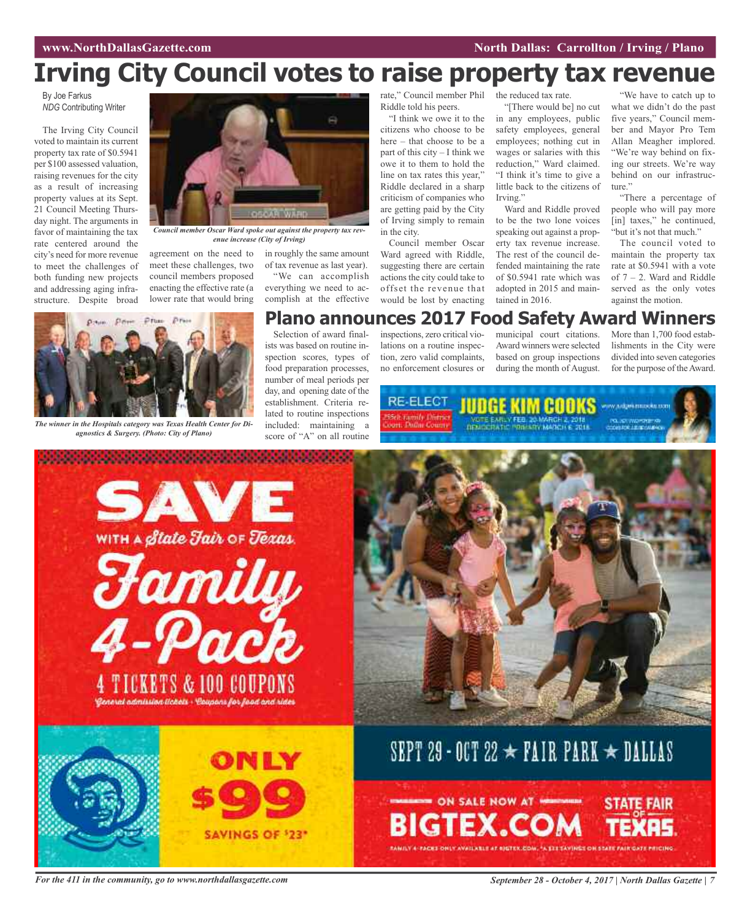# Irving City Council votes to raise property tax revenue

By Joe Farkus
*NDG* Contributing Writer

The Irving City Council voted to maintain its current property tax rate of $0.5941 per $100 assessed valuation, raising revenues for the city as a result of increasing property values at its Sept. 21 Council Meeting Thursday night. The arguments in favor of maintaining the tax rate centered around the city's need for more revenue to meet the challenges of both funding new projects and addressing aging infrastructure. Despite broad agreement on the need to meet these challenges, two council members proposed enacting the effective rate (a lower rate that would bring in roughly the same amount of tax revenue as last year).

*Council member Oscar Ward spoke out against the property tax revenue increase (City of Irving)*

"We can accomplish everything we need to accomplish at the effective rate," Council member Phil Riddle told his peers.

"I think we owe it to the citizens who choose to be here – that choose to be a part of this city – I think we owe it to them to hold the line on tax rates this year," Riddle declared in a sharp criticism of companies who are getting paid by the City of Irving simply to remain in the city.

Council member Oscar Ward agreed with Riddle, suggesting there are certain actions the city could take to offset the revenue that would be lost by enacting the reduced tax rate.

"[There would be] no cut in any employees, public safety employees, general employees; nothing cut in wages or salaries with this reduction," Ward claimed. "I think it's time to give a little back to the citizens of Irving."

Ward and Riddle proved to be the two lone voices speaking out against a property tax revenue increase. The rest of the council defended maintaining the rate of $0.5941 rate which was adopted in 2015 and maintained in 2016.

"We have to catch up to what we didn't do the past five years," Council member and Mayor Pro Tem Allan Meagher implored. "We're way behind on fixing our streets. We're way behind on our infrastructure."

"There a percentage of people who will pay more [in] taxes," he continued, "but it's not that much."

The council voted to maintain the property tax rate at $0.5941 with a vote of 7 – 2. Ward and Riddle served as the only votes against the motion.

# Plano announces 2017 Food Safety Award Winners

*The winner in the Hospitals category was Texas Health Center for Diagnostics & Surgery. (Photo: City of Plano)*

Selection of award finalists was based on routine inspection scores, types of food preparation processes, number of meal periods per day, and opening date of the establishment. Criteria related to routine inspections included: maintaining a score of "A" on all routine inspections, zero critical violations on a routine inspection, zero valid complaints, no enforcement closures or municipal court citations. Award winners were selected based on group inspections during the month of August. More than 1,700 food establishments in the City were divided into seven categories for the purpose of the Award.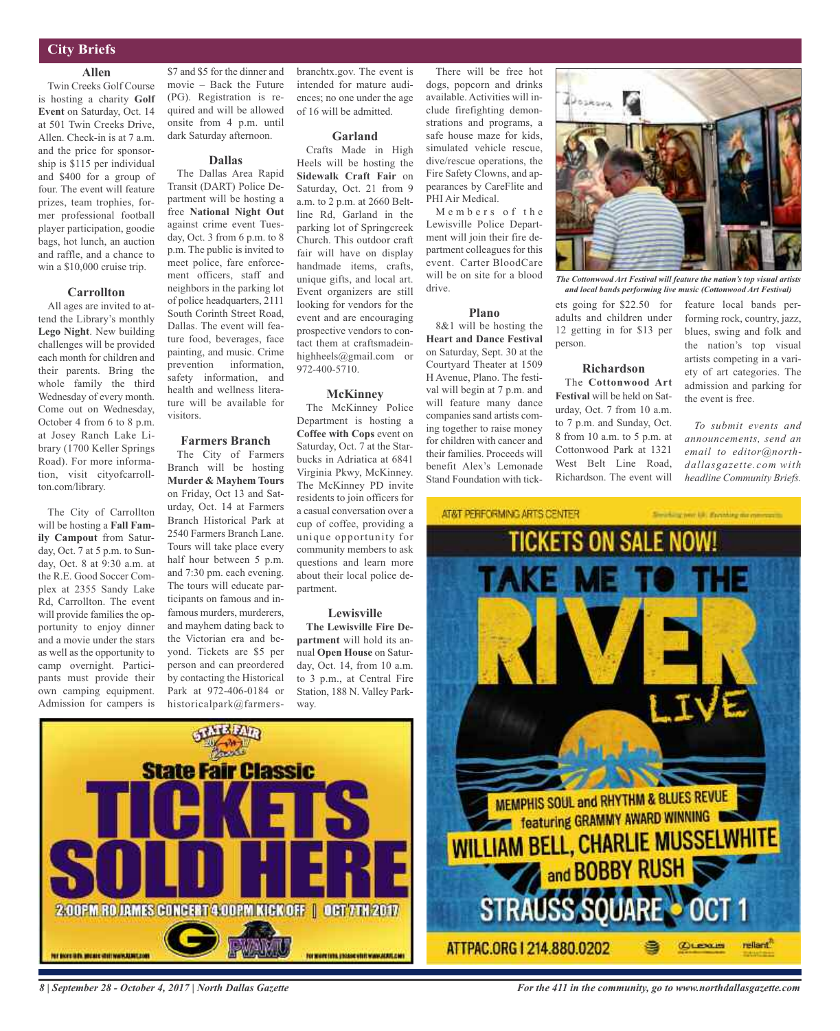## City Briefs

### Allen

Twin Creeks Golf Course is hosting a charity **Golf Event** on Saturday, Oct. 14 at 501 Twin Creeks Drive, Allen. Check-in is at 7 a.m. and the price for sponsorship is $115 per individual and $400 for a group of four. The event will feature prizes, team trophies, former professional football player participation, goodie bags, hot lunch, an auction and raffle, and a chance to win a $10,000 cruise trip.

### Carrollton

All ages are invited to attend the Library's monthly **Lego Night**. New building challenges will be provided each month for children and their parents. Bring the whole family the third Wednesday of every month. Come out on Wednesday, October 4 from 6 to 8 p.m. at Josey Ranch Lake Library (1700 Keller Springs Road). For more information, visit cityofcarrollton.com/library.

The City of Carrollton will be hosting a **Fall Family Campout** from Saturday, Oct. 7 at 5 p.m. to Sunday, Oct. 8 at 9:30 a.m. at the R.E. Good Soccer Complex at 2355 Sandy Lake Rd, Carrollton. The event will provide families the opportunity to enjoy dinner and a movie under the stars as well as the opportunity to camp overnight. Participants must provide their own camping equipment. Admission for campers is $7 and $5 for the dinner and movie – Back the Future (PG). Registration is required and will be allowed onsite from 4 p.m. until dark Saturday afternoon.

### Dallas

The Dallas Area Rapid Transit (DART) Police Department will be hosting a free **National Night Out** against crime event Tuesday, Oct. 3 from 6 p.m. to 8 p.m. The public is invited to meet police, fare enforcement officers, staff and neighbors in the parking lot of police headquarters, 2111 South Corinth Street Road, Dallas. The event will feature food, beverages, face painting, and music. Crime prevention information, safety information, and health and wellness literature will be available for visitors.

### Farmers Branch

The City of Farmers Branch will be hosting **Murder & Mayhem Tours** on Friday, Oct 13 and Saturday, Oct. 14 at Farmers Branch Historical Park at 2540 Farmers Branch Lane. Tours will take place every half hour between 5 p.m. and 7:30 pm. each evening. The tours will educate participants on famous and infamous murders, murderers, and mayhem dating back to the Victorian era and beyond. Tickets are $5 per person and can preordered by contacting the Historical Park at 972-406-0184 or historicalpark@farmersbranchtx.gov. The event is intended for mature audiences; no one under the age of 16 will be admitted.

### Garland

Crafts Made in High Heels will be hosting the **Sidewalk Craft Fair** on Saturday, Oct. 21 from 9 a.m. to 2 p.m. at 2660 Beltline Rd, Garland in the parking lot of Springcreek Church. This outdoor craft fair will have on display handmade items, crafts, unique gifts, and local art. Event organizers are still looking for vendors for the event and are encouraging prospective vendors to contact them at craftsmadeinhighheels@gmail.com or 972-400-5710.

### McKinney

The McKinney Police Department is hosting a **Coffee with Cops** event on Saturday, Oct. 7 at the Starbucks in Adriatica at 6841 Virginia Pkwy, McKinney. The McKinney PD invite residents to join officers for a casual conversation over a cup of coffee, providing a unique opportunity for community members to ask questions and learn more about their local police department.

### Lewisville

**The Lewisville Fire Department** will hold its annual **Open House** on Saturday, Oct. 14, from 10 a.m. to 3 p.m., at Central Fire Station, 188 N. Valley Parkway.

There will be free hot dogs, popcorn and drinks available. Activities will include firefighting demonstrations and programs, a safe house maze for kids, simulated vehicle rescue, dive/rescue operations, the Fire Safety Clowns, and appearances by CareFlite and PHI Air Medical.

Members of the Lewisville Police Department will join their fire department colleagues for this event. Carter BloodCare will be on site for a blood drive.

### Plano

8&1 will be hosting the **Heart and Dance Festival** on Saturday, Sept. 30 at the Courtyard Theater at 1509 H Avenue, Plano. The festival will begin at 7 p.m. and will feature many dance companies sand artists coming together to raise money for children with cancer and their families. Proceeds will benefit Alex's Lemonade Stand Foundation with tickets going for $22.50 for adults and children under 12 getting in for $13 per person.

*The Cottonwood Art Festival will feature the nation's top visual artists and local bands performing live music (Cottonwood Art Festival)*

### Richardson

The **Cottonwood Art Festival** will be held on Saturday, Oct. 7 from 10 a.m. to 7 p.m. and Sunday, Oct. 8 from 10 a.m. to 5 p.m. at Cottonwood Park at 1321 West Belt Line Road, Richardson. The event will feature local bands performing rock, country, jazz, blues, swing and folk and the nation's top visual artists competing in a variety of art categories. The admission and parking for the event is free.

*To submit events and announcements, send an email to editor@northdallasgazette.com with headline Community Briefs.*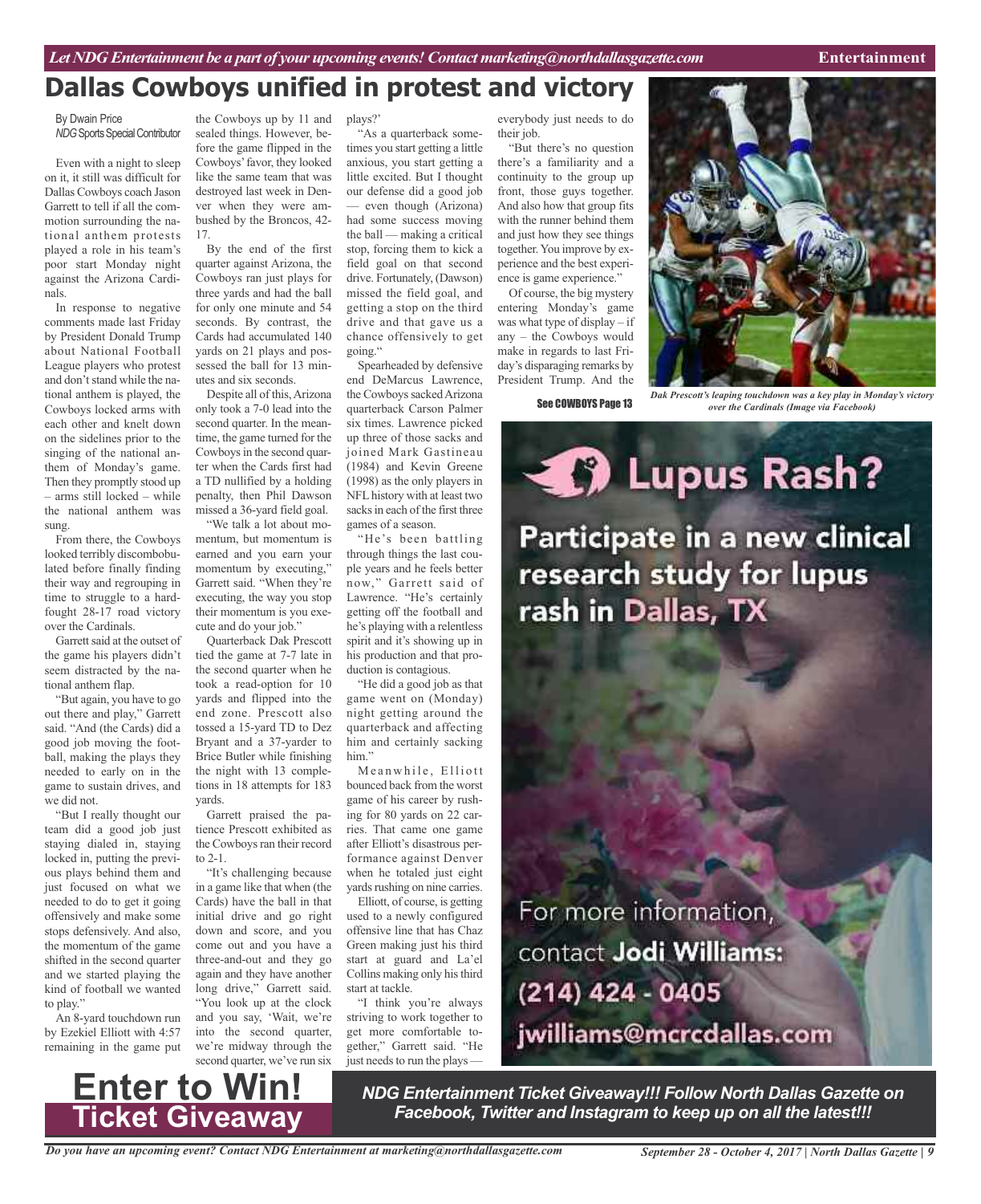# Dallas Cowboys unified in protest and victory

By Dwain Price
*NDG* Sports Special Contributor

Even with a night to sleep on it, it still was difficult for Dallas Cowboys coach Jason Garrett to tell if all the commotion surrounding the national anthem protests played a role in his team's poor start Monday night against the Arizona Cardinals.

In response to negative comments made last Friday by President Donald Trump about National Football League players who protest and don't stand while the national anthem is played, the Cowboys locked arms with each other and knelt down on the sidelines prior to the singing of the national anthem of Monday's game. Then they promptly stood up – arms still locked – while the national anthem was sung.

From there, the Cowboys looked terribly discombobulated before finally finding their way and regrouping in time to struggle to a hard-fought 28-17 road victory over the Cardinals.

Garrett said at the outset of the game his players didn't seem distracted by the national anthem flap.

"But again, you have to go out there and play," Garrett said. "And (the Cards) did a good job moving the football, making the plays they needed to early on in the game to sustain drives, and we did not.

"But I really thought our team did a good job just staying dialed in, staying locked in, putting the previous plays behind them and just focused on what we needed to do to get it going offensively and make some stops defensively. And also, the momentum of the game shifted in the second quarter and we started playing the kind of football we wanted to play."

An 8-yard touchdown run by Ezekiel Elliott with 4:57 remaining in the game put the Cowboys up by 11 and sealed things. However, before the game flipped in the Cowboys' favor, they looked like the same team that was destroyed last week in Denver when they were ambushed by the Broncos, 42-17.

By the end of the first quarter against Arizona, the Cowboys ran just plays for three yards and had the ball for only one minute and 54 seconds. By contrast, the Cards had accumulated 140 yards on 21 plays and possessed the ball for 13 minutes and six seconds.

Despite all of this, Arizona only took a 7-0 lead into the second quarter. In the meantime, the game turned for the Cowboys in the second quarter when the Cards first had a TD nullified by a holding penalty, then Phil Dawson missed a 36-yard field goal.

"We talk a lot about momentum, but momentum is earned and you earn your momentum by executing," Garrett said. "When they're executing, the way you stop their momentum is you execute and do your job."

Quarterback Dak Prescott tied the game at 7-7 late in the second quarter when he took a read-option for 10 yards and flipped into the end zone. Prescott also tossed a 15-yard TD to Dez Bryant and a 37-yarder to Brice Butler while finishing the night with 13 completions in 18 attempts for 183 yards.

Garrett praised the patience Prescott exhibited as the Cowboys ran their record to 2-1.

"It's challenging because in a game like that when (the Cards) have the ball in that initial drive and go right down and score, and you come out and you have a three-and-out and they go again and they have another long drive," Garrett said. "You look up at the clock and you say, 'Wait, we're into the second quarter, we're midway through the second quarter, we've run six plays?'

"As a quarterback sometimes you start getting a little anxious, you start getting a little excited. But I thought our defense did a good job — even though (Arizona) had some success moving the ball — making a critical stop, forcing them to kick a field goal on that second drive. Fortunately, (Dawson) missed the field goal, and getting a stop on the third drive and that gave us a chance offensively to get going."

Spearheaded by defensive end DeMarcus Lawrence, the Cowboys sacked Arizona quarterback Carson Palmer six times. Lawrence picked up three of those sacks and joined Mark Gastineau (1984) and Kevin Greene (1998) as the only players in NFL history with at least two sacks in each of the first three games of a season.

"He's been battling through things the last couple years and he feels better now," Garrett said of Lawrence. "He's certainly getting off the football and he's playing with a relentless spirit and it's showing up in his production and that production is contagious.

"He did a good job as that game went on (Monday) night getting around the quarterback and affecting him and certainly sacking him."

Meanwhile, Elliott bounced back from the worst game of his career by rushing for 80 yards on 22 carries. That came one game after Elliott's disastrous performance against Denver when he totaled just eight yards rushing on nine carries.

Elliott, of course, is getting used to a newly configured offensive line that has Chaz Green making just his third start at guard and La'el Collins making only his third start at tackle.

"I think you're always striving to work together to get more comfortable together," Garrett said. "He just needs to run the plays — everybody just needs to do their job.

"But there's no question there's a familiarity and a continuity to the group up front, those guys together. And also how that group fits with the runner behind them and just how they see things together. You improve by experience and the best experience is game experience."

Of course, the big mystery entering Monday's game was what type of display – if any – the Cowboys would make in regards to last Friday's disparaging remarks by President Trump. And the

See COWBOYS Page 13

*Dak Prescott's leaping touchdown was a key play in Monday's victory over the Cardinals (Image via Facebook)*

## Lupus Rash?

**Participate in a new clinical research study for lupus rash in Dallas, TX**

For more information, contact **Jodi Williams:**
**(214) 424 - 0405**
**jwilliams@mcrcdallas.com**

## Enter to Win! Ticket Giveaway

***NDG Entertainment Ticket Giveaway!!! Follow North Dallas Gazette on Facebook, Twitter and Instagram to keep up on all the latest!!!***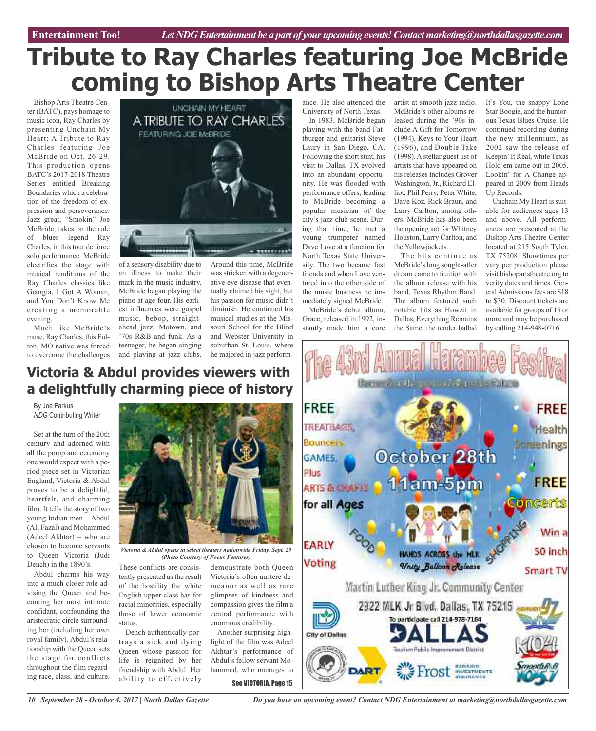# Tribute to Ray Charles featuring Joe McBride coming to Bishop Arts Theatre Center

Bishop Arts Theatre Center (BATC), pays homage to music icon, Ray Charles by presenting Unchain My Heart: A Tribute to Ray Charles featuring Joe McBride on Oct. 26-29. This production opens BATC's 2017-2018 Theatre Series entitled Breaking Boundaries which a celebration of the freedom of expression and perseverance. Jazz great, "Smokin" Joe McBride, takes on the role of blues legend Ray Charles, in this tour de force solo performance. McBride electrifies the stage with musical renditions of the Ray Charles classics like Georgia, I Got A Woman, and You Don't Know Me creating a memorable evening.

Much like McBride's muse, Ray Charles, this Fulton, MO native was forced to overcome the challenges of a sensory disability due to an illness to make their mark in the music industry. McBride began playing the piano at age four. His earliest influences were gospel music, bebop, straight-ahead jazz, Motown, and '70s R&B and funk. As a teenager, he began singing and playing at jazz clubs. Around this time, McBride was stricken with a degenerative eye disease that eventually claimed his sight, but his passion for music didn't diminish. He continued his musical studies at the Missouri School for the Blind and Webster University in suburban St. Louis, where he majored in jazz performance. He also attended the University of North Texas.

In 1983, McBride began playing with the band Fattburger and guitarist Steve Laury in San Diego, CA. Following the short stint, his visit to Dallas, TX evolved into an abundant opportunity. He was flooded with performance offers, leading to McBride becoming a popular musician of the city's jazz club scene. During that time, he met a young trumpeter named Dave Love at a function for North Texas State University. The two became fast friends and when Love ventured into the other side of the music business he immediately signed McBride.

McBride's debut album, Grace, released in 1992, instantly made him a core artist at smooth jazz radio. McBride's other albums released during the '90s include A Gift for Tomorrow (1994), Keys to Your Heart (1996), and Double Take (1998). A stellar guest list of artists that have appeared on his releases includes Grover Washington, Jr., Richard Elliot, Phil Perry, Peter White, Dave Koz, Rick Braun, and Larry Carlton, among others. McBride has also been the opening act for Whitney Houston, Larry Carlton, and the Yellowjackets.

The hits continue as McBride's long sought-after dream came to fruition with the album release with his band, Texas Rhythm Band. The album featured such notable hits as Howzit in Dallas, Everything Remains the Same, the tender ballad It's You, the snappy Lone Star Boogie, and the humorous Texas Blues Cruise. He continued recording during the new millennium, as 2002 saw the release of Keepin' It Real, while Texas Hold'em came out in 2005. Lookin' for A Change appeared in 2009 from Heads Up Records.

Unchain My Heart is suitable for audiences ages 13 and above. All performances are presented at the Bishop Arts Theatre Center located at 215 South Tyler, TX 75208. Showtimes per vary per production please visit bishopartstheatre.org to verify dates and times. General Admissions fees are $18 to $30. Discount tickets are available for groups of 15 or more and may be purchased by calling 214-948-0716.

# Victoria & Abdul provides viewers with a delightfully charming piece of history

By Joe Farkus
*NDG* Contributing Writer

Set at the turn of the 20th century and adorned with all the pomp and ceremony one would expect with a period piece set in Victorian England, Victoria & Abdul proves to be a delightful, heartfelt, and charming film. It tells the story of two young Indian men – Abdul (Ali Fazal) and Mohammed (Adeel Akhtar) – who are chosen to become servants to Queen Victoria (Judi Dench) in the 1890's.

Abdul charms his way into a much closer role advising the Queen and becoming her most intimate confidant, confounding the aristocratic circle surrounding her (including her own royal family). Abdul's relationship with the Queen sets the stage for conflicts throughout the film regarding race, class, and culture.

*Victoria & Abdul opens in select theaters nationwide Friday, Sept. 29 (Photo Courtesy of Focus Features)*

These conflicts are consistently presented as the result of the hostility the white English upper class has for racial minorities, especially those of lower economic status.

Dench authentically portrays a sick and dying Queen whose passion for life is reignited by her friendship with Abdul. Her ability to effectively demonstrate both Queen Victoria's often austere demeanor as well as rare glimpses of kindness and compassion gives the film a central performance with enormous credibility.

Another surprising highlight of the film was Adeel Akhtar's performance of Abdul's fellow servant Mohammed, who manages to

See VICTORIA, Page 15

The 43rd Annual Harambee Festival

October 28th
11am-5pm

FREE TREATBAGS, Bouncers, GAMES, Plus ARTS & CRAFTS for all Ages

FREE Health Screenings

FREE Concerts

FOOD — SHOPPING

EARLY Voting

HANDS ACROSS the MLK Unity Balloon Release

Win a 50 inch Smart TV

Martin Luther King Jr. Community Center
2922 MLK Jr Blvd. Dallas, TX 75215
To participate call 214-978-7164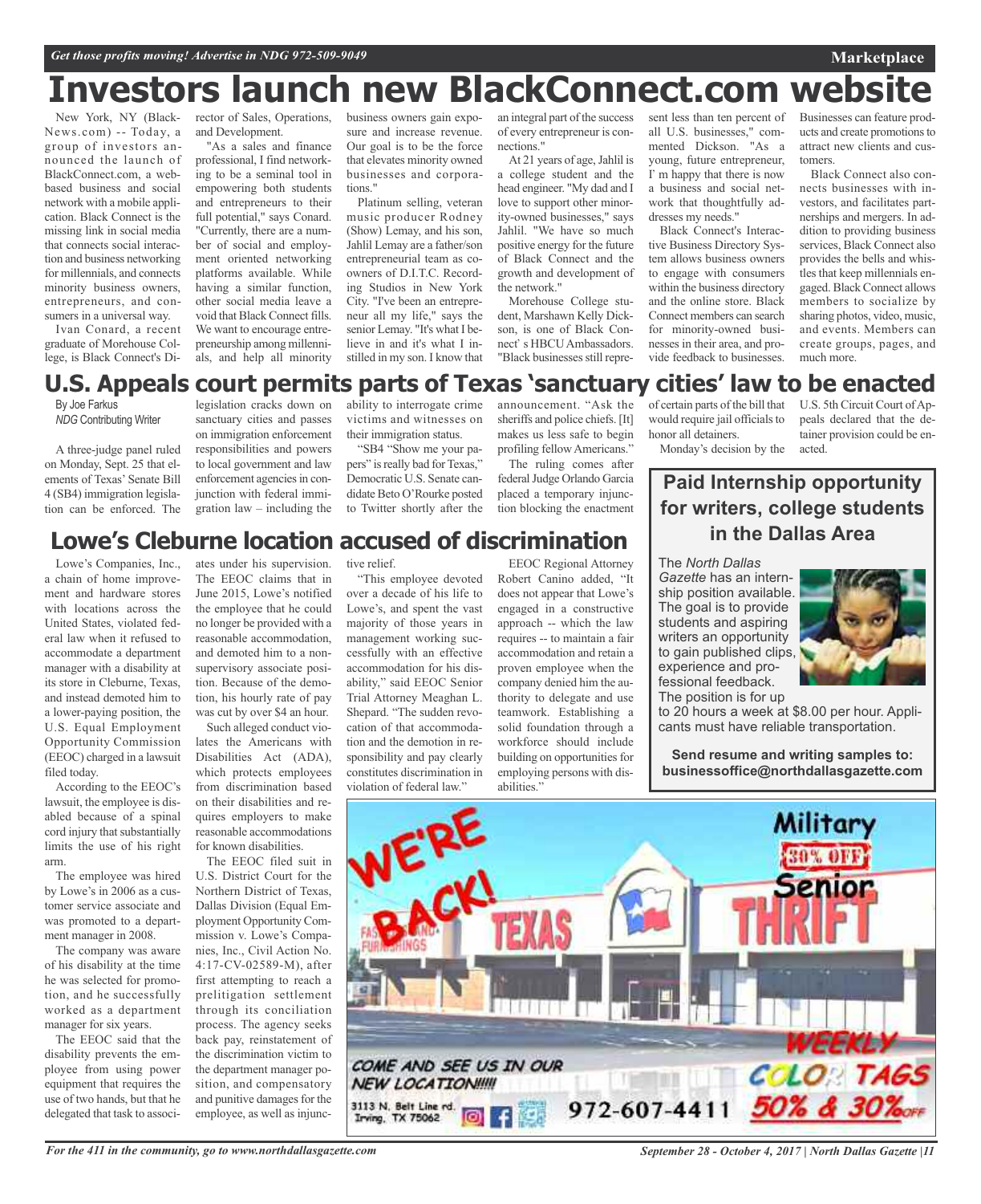# Investors launch new BlackConnect.com website

New York, NY (BlackNews.com) -- Today, a group of investors announced the launch of BlackConnect.com, a web-based business and social network with a mobile application. Black Connect is the missing link in social media that connects social interaction and business networking for millennials, and connects minority business owners, entrepreneurs, and consumers in a universal way.

Ivan Conard, a recent graduate of Morehouse College, is Black Connect's Director of Sales, Operations, and Development.

"As a sales and finance professional, I find networking to be a seminal tool in empowering both students and entrepreneurs to their full potential," says Conard. "Currently, there are a number of social and employment oriented networking platforms available. While having a similar function, other social media leave a void that Black Connect fills. We want to encourage entrepreneurship among millennials, and help all minority business owners gain exposure and increase revenue. Our goal is to be the force that elevates minority owned businesses and corporations."

Platinum selling, veteran music producer Rodney (Show) Lemay, and his son, Jahlil Lemay are a father/son entrepreneurial team as co-owners of D.I.T.C. Recording Studios in New York City. "I've been an entrepreneur all my life," says the senior Lemay. "It's what I believe in and it's what I instilled in my son. I know that an integral part of the success of every entrepreneur is connections."

At 21 years of age, Jahlil is a college student and the head engineer. "My dad and I love to support other minority-owned businesses," says Jahlil. "We have so much positive energy for the future of Black Connect and the growth and development of the network."

Morehouse College student, Marshawn Kelly Dickson, is one of Black Connect' s HBCU Ambassadors. "Black businesses still represent less than ten percent of all U.S. businesses," commented Dickson. "As a young, future entrepreneur, I' m happy that there is now a business and social network that thoughtfully addresses my needs."

Black Connect's Interactive Business Directory System allows business owners to engage with consumers within the business directory and the online store. Black Connect members can search for minority-owned businesses in their area, and provide feedback to businesses. Businesses can feature products and create promotions to attract new clients and customers.

Black Connect also connects businesses with investors, and facilitates partnerships and mergers. In addition to providing business services, Black Connect also provides the bells and whistles that keep millennials engaged. Black Connect allows members to socialize by sharing photos, video, music, and events. Members can create groups, pages, and much more.

# U.S. Appeals court permits parts of Texas 'sanctuary cities' law to be enacted

By Joe Farkus
*NDG* Contributing Writer

A three-judge panel ruled on Monday, Sept. 25 that elements of Texas' Senate Bill 4 (SB4) immigration legislation can be enforced. The legislation cracks down on sanctuary cities and passes on immigration enforcement responsibilities and powers to local government and law enforcement agencies in conjunction with federal immigration law – including the ability to interrogate crime victims and witnesses on their immigration status.

"SB4 "Show me your papers" is really bad for Texas," Democratic U.S. Senate candidate Beto O'Rourke posted to Twitter shortly after the announcement. "Ask the sheriffs and police chiefs. [It] makes us less safe to begin profiling fellow Americans."

The ruling comes after federal Judge Orlando Garcia placed a temporary injunction blocking the enactment of certain parts of the bill that would require jail officials to honor all detainers.

Monday's decision by the U.S. 5th Circuit Court of Appeals declared that the detainer provision could be enacted.

# Lowe's Cleburne location accused of discrimination

Lowe's Companies, Inc., a chain of home improvement and hardware stores with locations across the United States, violated federal law when it refused to accommodate a department manager with a disability at its store in Cleburne, Texas, and instead demoted him to a lower-paying position, the U.S. Equal Employment Opportunity Commission (EEOC) charged in a lawsuit filed today.

According to the EEOC's lawsuit, the employee is disabled because of a spinal cord injury that substantially limits the use of his right arm.

The employee was hired by Lowe's in 2006 as a customer service associate and was promoted to a department manager in 2008.

The company was aware of his disability at the time he was selected for promotion, and he successfully worked as a department manager for six years.

The EEOC said that the disability prevents the employee from using power equipment that requires the use of two hands, but that he delegated that task to associates under his supervision. The EEOC claims that in June 2015, Lowe's notified the employee that he could no longer be provided with a reasonable accommodation, and demoted him to a non-supervisory associate position. Because of the demotion, his hourly rate of pay was cut by over $4 an hour.

Such alleged conduct violates the Americans with Disabilities Act (ADA), which protects employees from discrimination based on their disabilities and requires employers to make reasonable accommodations for known disabilities.

The EEOC filed suit in U.S. District Court for the Northern District of Texas, Dallas Division (Equal Employment Opportunity Commission v. Lowe's Companies, Inc., Civil Action No. 4:17-CV-02589-M), after first attempting to reach a prelitigation settlement through its conciliation process. The agency seeks back pay, reinstatement of the discrimination victim to the department manager position, and compensatory and punitive damages for the employee, as well as injunctive relief.

"This employee devoted over a decade of his life to Lowe's, and spent the vast majority of those years in management working successfully with an effective accommodation for his disability," said EEOC Senior Trial Attorney Meaghan L. Shepard. "The sudden revocation of that accommodation and the demotion in responsibility and pay clearly constitutes discrimination in violation of federal law."

EEOC Regional Attorney Robert Canino added, "It does not appear that Lowe's engaged in a constructive approach -- which the law requires -- to maintain a fair accommodation and retain a proven employee when the company denied him the authority to delegate and use teamwork. Establishing a solid foundation through a workforce should include building on opportunities for employing persons with disabilities."

## Paid Internship opportunity for writers, college students in the Dallas Area

The *North Dallas Gazette* has an internship position available. The goal is to provide students and aspiring writers an opportunity to gain published clips, experience and professional feedback. The position is for up to 20 hours a week at $8.00 per hour. Applicants must have reliable transportation.

**Send resume and writing samples to: businessoffice@northdallasgazette.com**

WE'RE BACK! Military 30% OFF Senior TEXAS THRIFT

COME AND SEE US IN OUR NEW LOCATION!!!!!

3113 N. Belt Line rd. Irving, TX 75062

972-607-4411

WEEKLY COLOR TAGS 50% & 30% OFF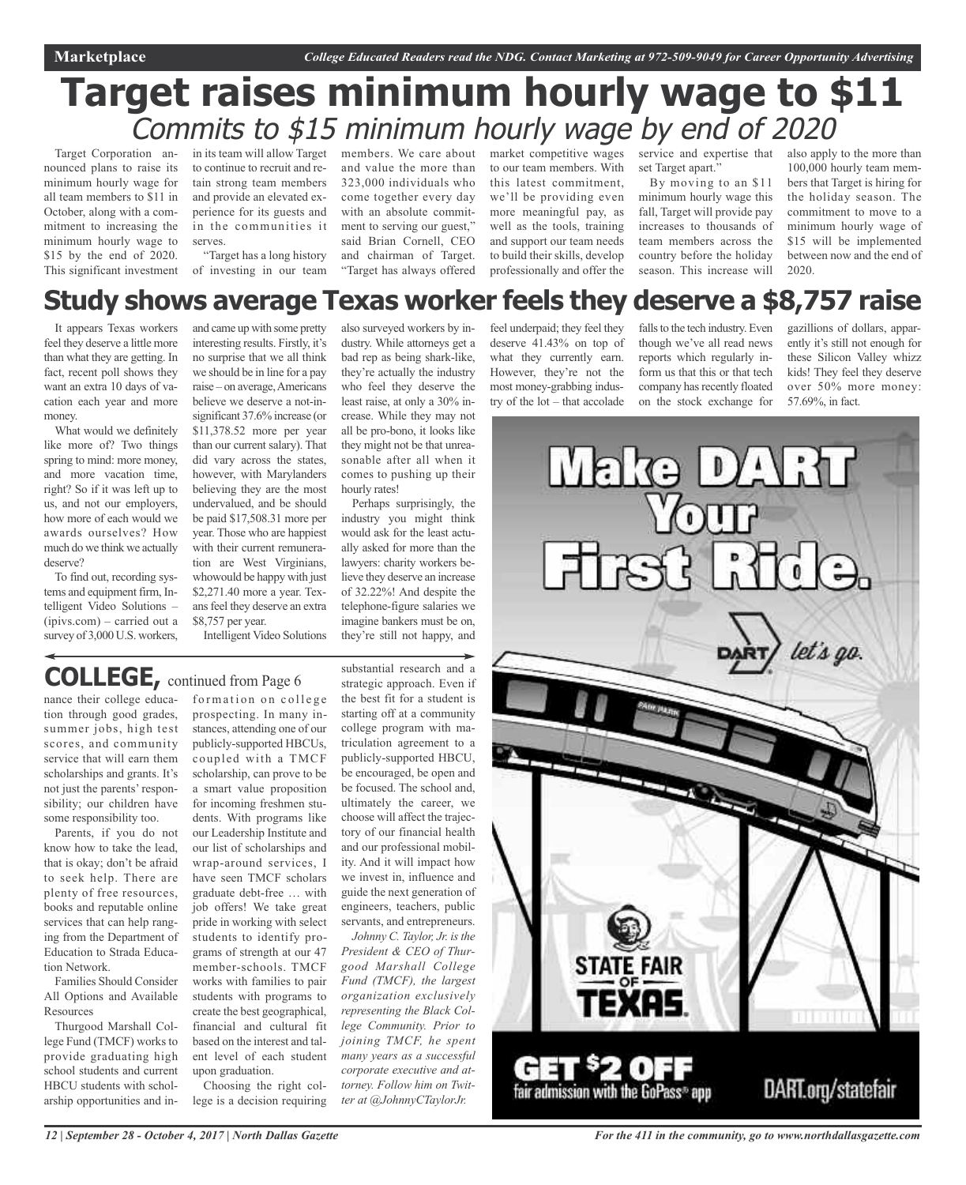# Target raises minimum hourly wage to $11

## Commits to $15 minimum hourly wage by end of 2020

Target Corporation announced plans to raise its minimum hourly wage for all team members to $11 in October, along with a commitment to increasing the minimum hourly wage to $15 by the end of 2020. This significant investment in its team will allow Target to continue to recruit and retain strong team members and provide an elevated experience for its guests and in the communities it serves.

"Target has a long history of investing in our team members. We care about and value the more than 323,000 individuals who come together every day with an absolute commitment to serving our guest," said Brian Cornell, CEO and chairman of Target. "Target has always offered market competitive wages to our team members. With this latest commitment, we'll be providing even more meaningful pay, as well as the tools, training and support our team needs to build their skills, develop professionally and offer the service and expertise that set Target apart."

By moving to an $11 minimum hourly wage this fall, Target will provide pay increases to thousands of team members across the country before the holiday season. This increase will also apply to the more than 100,000 hourly team members that Target is hiring for the holiday season. The commitment to move to a minimum hourly wage of $15 will be implemented between now and the end of 2020.

# Study shows average Texas worker feels they deserve a $8,757 raise

It appears Texas workers feel they deserve a little more than what they are getting. In fact, recent poll shows they want an extra 10 days of vacation each year and more money.

What would we definitely like more of? Two things spring to mind: more money, and more vacation time, right? So if it was left up to us, and not our employers, how more of each would we awards ourselves? How much do we think we actually deserve?

To find out, recording systems and equipment firm, Intelligent Video Solutions – (ipivs.com) – carried out a survey of 3,000 U.S. workers, and came up with some pretty interesting results. Firstly, it's no surprise that we all think we should be in line for a pay raise – on average, Americans believe we deserve a not-insignificant 37.6% increase (or $11,378.52 more per year than our current salary). That did vary across the states, however, with Marylanders believing they are the most undervalued, and be should be paid $17,508.31 more per year. Those who are happiest with their current remuneration are West Virginians, whowould be happy with just $2,271.40 more a year. Texans feel they deserve an extra $8,757 per year.

Intelligent Video Solutions also surveyed workers by industry. While attorneys get a bad rep as being shark-like, they're actually the industry who feel they deserve the least raise, at only a 30% increase. While they may not all be pro-bono, it looks like they might not be that unreasonable after all when it comes to pushing up their hourly rates!

Perhaps surprisingly, the industry you might think would ask for the least actually asked for more than the lawyers: charity workers believe they deserve an increase of 32.22%! And despite the telephone-figure salaries we imagine bankers must be on, they're still not happy, and feel underpaid; they feel they deserve 41.43% on top of what they currently earn. However, they're not the most money-grabbing industry of the lot – that accolade falls to the tech industry. Even though we've all read news reports which regularly inform us that this or that tech company has recently floated on the stock exchange for gazillions of dollars, apparently it's still not enough for these Silicon Valley whizz kids! They feel they deserve over 50% more money: 57.69%, in fact.

# COLLEGE, continued from Page 6

nance their college education through good grades, summer jobs, high test scores, and community service that will earn them scholarships and grants. It's not just the parents' responsibility; our children have some responsibility too.

Parents, if you do not know how to take the lead, that is okay; don't be afraid to seek help. There are plenty of free resources, books and reputable online services that can help ranging from the Department of Education to Strada Education Network.

Families Should Consider All Options and Available Resources

Thurgood Marshall College Fund (TMCF) works to provide graduating high school students and current HBCU students with scholarship opportunities and information on college prospecting. In many instances, attending one of our publicly-supported HBCUs, coupled with a TMCF scholarship, can prove to be a smart value proposition for incoming freshmen students. With programs like our Leadership Institute and our list of scholarships and wrap-around services, I have seen TMCF scholars graduate debt-free … with job offers! We take great pride in working with select students to identify programs of strength at our 47 member-schools. TMCF works with families to pair students with programs to create the best geographical, financial and cultural fit based on the interest and talent level of each student upon graduation.

Choosing the right college is a decision requiring substantial research and a strategic approach. Even if the best fit for a student is starting off at a community college program with matriculation agreement to a publicly-supported HBCU, be encouraged, be open and be focused. The school and, ultimately the career, we choose will affect the trajectory of our financial health and our professional mobility. And it will impact how we invest in, influence and guide the next generation of engineers, teachers, public servants, and entrepreneurs.

*Johnny C. Taylor, Jr. is the President & CEO of Thurgood Marshall College Fund (TMCF), the largest organization exclusively representing the Black College Community. Prior to joining TMCF, he spent many years as a successful corporate executive and attorney. Follow him on Twitter at @JohnnyCTaylorJr.*

**Make DART Your First Ride.**

DART let's go.

STATE FAIR OF TEXAS

GET $2 OFF fair admission with the GoPass® app

DART.org/statefair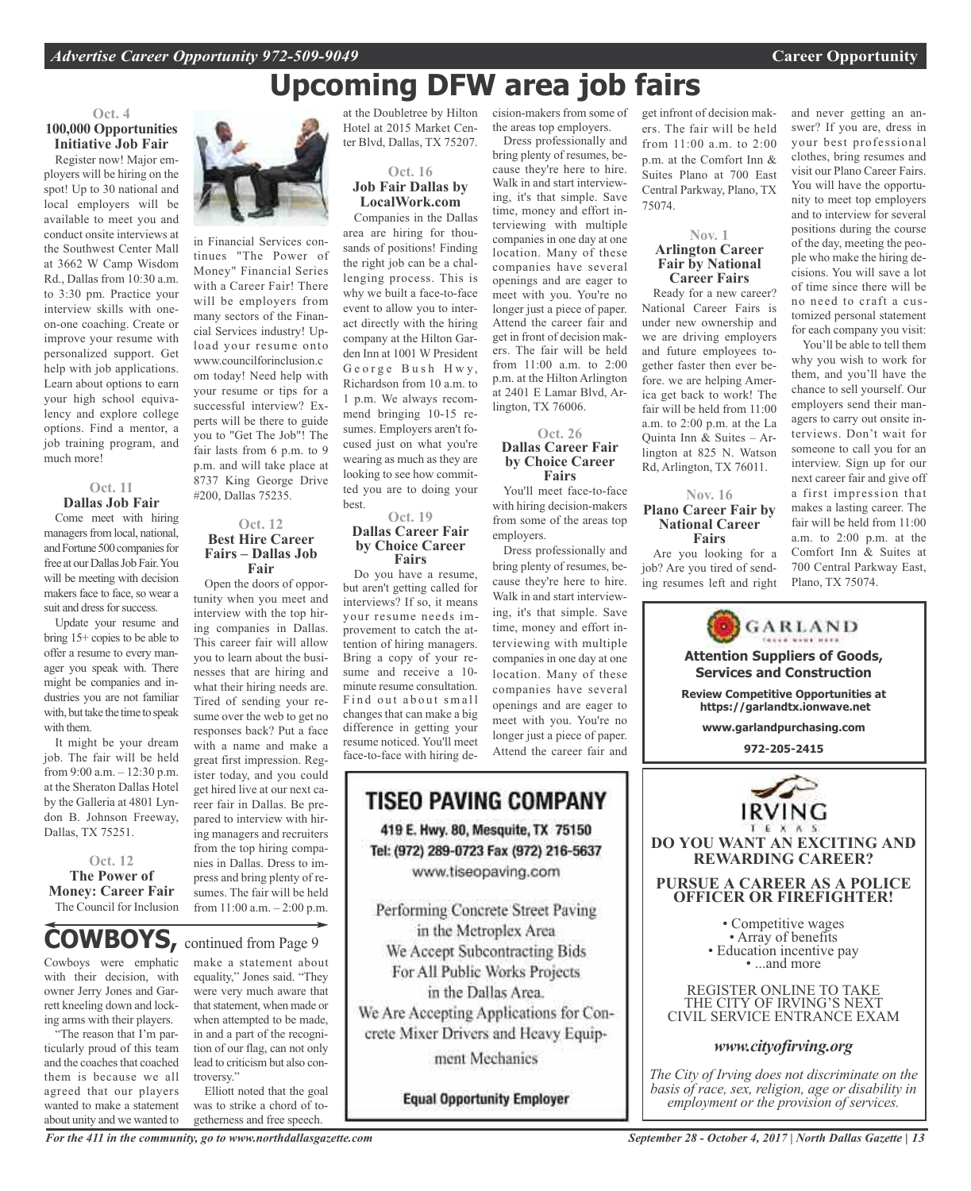# Upcoming DFW area job fairs

### Oct. 4
### 100,000 Opportunities Initiative Job Fair

Register now! Major employers will be hiring on the spot! Up to 30 national and local employers will be available to meet you and conduct onsite interviews at the Southwest Center Mall at 3662 W Camp Wisdom Rd., Dallas from 10:30 a.m. to 3:30 pm. Practice your interview skills with one-on-one coaching. Create or improve your resume with personalized support. Get help with job applications. Learn about options to earn your high school equivalency and explore college options. Find a mentor, a job training program, and much more!

### Oct. 11
### Dallas Job Fair

Come meet with hiring managers from local, national, and Fortune 500 companies for free at our Dallas Job Fair. You will be meeting with decision makers face to face, so wear a suit and dress for success.

Update your resume and bring 15+ copies to be able to offer a resume to every manager you speak with. There might be companies and industries you are not familiar with, but take the time to speak with them.

It might be your dream job. The fair will be held from 9:00 a.m. – 12:30 p.m. at the Sheraton Dallas Hotel by the Galleria at 4801 Lyndon B. Johnson Freeway, Dallas, TX 75251.

### Oct. 12
### The Power of Money: Career Fair

The Council for Inclusion in Financial Services continues "The Power of Money" Financial Series with a Career Fair! There will be employers from many sectors of the Financial Services industry! Upload your resume onto www.councilforinclusion.com today! Need help with your resume or tips for a successful interview? Experts will be there to guide you to "Get The Job"! The fair lasts from 6 p.m. to 9 p.m. and will take place at 8737 King George Drive #200, Dallas 75235.

### Oct. 12
### Best Hire Career Fairs – Dallas Job Fair

Open the doors of opportunity when you meet and interview with the top hiring companies in Dallas. This career fair will allow you to learn about the businesses that are hiring and what their hiring needs are. Tired of sending your resume over the web to get no responses back? Put a face with a name and make a great first impression. Register today, and you could get hired live at our next career fair in Dallas. Be prepared to interview with hiring managers and recruiters from the top hiring companies in Dallas. Dress to impress and bring plenty of resumes. The fair will be held from 11:00 a.m. – 2:00 p.m. at the Doubletree by Hilton Hotel at 2015 Market Center Blvd, Dallas, TX 75207.

### Oct. 16
### Job Fair Dallas by LocalWork.com

Companies in the Dallas area are hiring for thousands of positions! Finding the right job can be a challenging process. This is why we built a face-to-face event to allow you to interact directly with the hiring company at the Hilton Garden Inn at 1001 W President George Bush Hwy, Richardson from 10 a.m. to 1 p.m. We always recommend bringing 10-15 resumes. Employers aren't focused just on what you're wearing as much as they are looking to see how committed you are to doing your best.

### Oct. 19
### Dallas Career Fair by Choice Career Fairs

Do you have a resume, but aren't getting called for interviews? If so, it means your resume needs improvement to catch the attention of hiring managers. Bring a copy of your resume and receive a 10-minute resume consultation. Find out about small changes that can make a big difference in getting your resume noticed. You'll meet face-to-face with hiring decision-makers from some of the areas top employers.

Dress professionally and bring plenty of resumes, because they're here to hire. Walk in and start interviewing, it's that simple. Save time, money and effort interviewing with multiple companies in one day at one location. Many of these companies have several openings and are eager to meet with you. You're no longer just a piece of paper. Attend the career fair and get in front of decision makers. The fair will be held from 11:00 a.m. to 2:00 p.m. at the Hilton Arlington at 2401 E Lamar Blvd, Arlington, TX 76006.

### Oct. 26
### Dallas Career Fair by Choice Career Fairs

You'll meet face-to-face with hiring decision-makers from some of the areas top employers.

Dress professionally and bring plenty of resumes, because they're here to hire. Walk in and start interviewing, it's that simple. Save time, money and effort interviewing with multiple companies in one day at one location. Many of these companies have several openings and are eager to meet with you. You're no longer just a piece of paper. Attend the career fair and get infront of decision makers. The fair will be held from 11:00 a.m. to 2:00 p.m. at the Comfort Inn & Suites Plano at 700 East Central Parkway, Plano, TX 75074.

### Nov. 1
### Arlington Career Fair by National Career Fairs

Ready for a new career? National Career Fairs is under new ownership and we are driving employers and future employees together faster then ever before. we are helping America get back to work! The fair will be held from 11:00 a.m. to 2:00 p.m. at the La Quinta Inn & Suites – Arlington at 825 N. Watson Rd, Arlington, TX 76011.

### Nov. 16
### Plano Career Fair by National Career Fairs

Are you looking for a job? Are you tired of sending resumes left and right and never getting an answer? If you are, dress in your best professional clothes, bring resumes and visit our Plano Career Fairs. You will have the opportunity to meet top employers and to interview for several positions during the course of the day, meeting the people who make the hiring decisions. You will save a lot of time since there will be no need to craft a customized personal statement for each company you visit:

You'll be able to tell them why you wish to work for them, and you'll have the chance to sell yourself. Our employers send their managers to carry out onsite interviews. Don't wait for someone to call you for an interview. Sign up for our next career fair and give off a first impression that makes a lasting career. The fair will be held from 11:00 a.m. to 2:00 p.m. at the Comfort Inn & Suites at 700 Central Parkway East, Plano, TX 75074.

## COWBOYS, continued from Page 9

Cowboys were emphatic with their decision, with owner Jerry Jones and Garrett kneeling down and locking arms with their players.

"The reason that I'm particularly proud of this team and the coaches that coached them is because we all agreed that our players wanted to make a statement about unity and we wanted to make a statement about equality," Jones said. "They were very much aware that that statement, when made or when attempted to be made, in and a part of the recognition of our flag, can not only lead to criticism but also controversy."

Elliott noted that the goal was to strike a chord of togetherness and free speech.

---

**TISEO PAVING COMPANY**

419 E. Hwy. 80, Mesquite, TX 75150
Tel: (972) 289-0723 Fax (972) 216-5637
www.tiseopaving.com

Performing Concrete Street Paving in the Metroplex Area
We Accept Subcontracting Bids For All Public Works Projects in the Dallas Area.
We Are Accepting Applications for Concrete Mixer Drivers and Heavy Equipment Mechanics

**Equal Opportunity Employer**

---

**GARLAND**

**Attention Suppliers of Goods, Services and Construction**

**Review Competitive Opportunities at https://garlandtx.ionwave.net**

**www.garlandpurchasing.com**

**972-205-2415**

---

**IRVING**
TEXAS

**DO YOU WANT AN EXCITING AND REWARDING CAREER?**

**PURSUE A CAREER AS A POLICE OFFICER OR FIREFIGHTER!**

- Competitive wages
- Array of benefits
- Education incentive pay
- ...and more

REGISTER ONLINE TO TAKE THE CITY OF IRVING'S NEXT CIVIL SERVICE ENTRANCE EXAM

***www.cityofirving.org***

*The City of Irving does not discriminate on the basis of race, sex, religion, age or disability in employment or the provision of services.*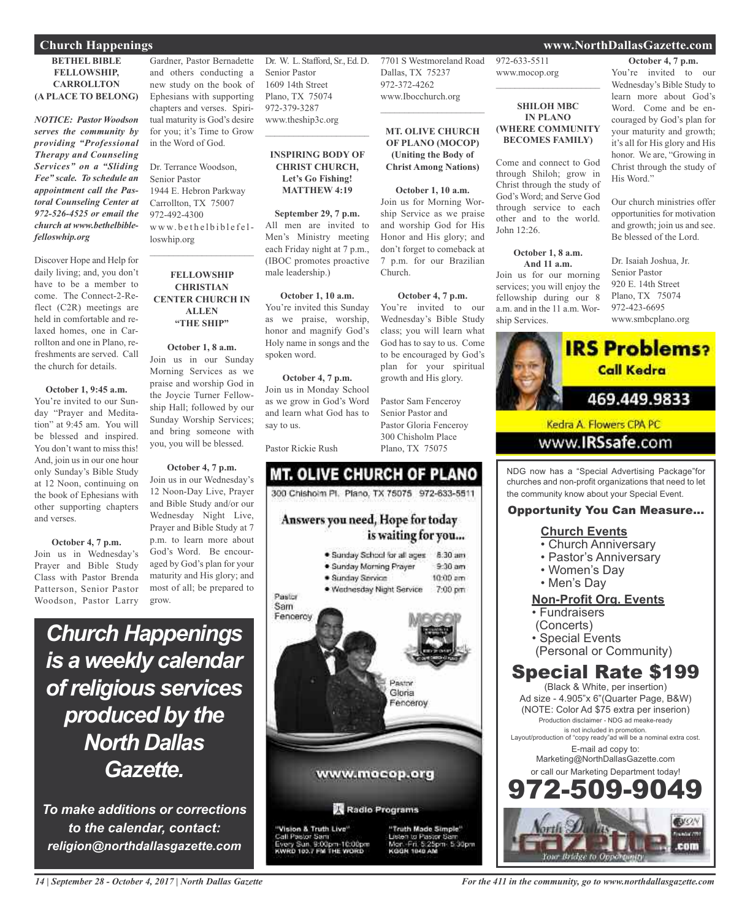### BETHEL BIBLE FELLOWSHIP, CARROLLTON (A PLACE TO BELONG)

***NOTICE: Pastor Woodson serves the community by providing "Professional Therapy and Counseling Services" on a "Sliding Fee" scale. To schedule an appointment call the Pastoral Counseling Center at 972-526-4525 or email the church at www.bethelbiblefelloswhip.org***

Discover Hope and Help for daily living; and, you don't have to be a member to come. The Connect-2-Reflect (C2R) meetings are held in comfortable and relaxed homes, one in Carrollton and one in Plano, refreshments are served. Call the church for details.

**October 1, 9:45 a.m.**
You're invited to our Sunday "Prayer and Meditation" at 9:45 am. You will be blessed and inspired. You don't want to miss this! And, join us in our one hour only Sunday's Bible Study at 12 Noon, continuing on the book of Ephesians with other supporting chapters and verses.

**October 4, 7 p.m.**
Join us in Wednesday's Prayer and Bible Study Class with Pastor Brenda Patterson, Senior Pastor Woodson, Pastor Larry Gardner, Pastor Bernadette and others conducting a new study on the book of Ephesians with supporting chapters and verses. Spiritual maturity is God's desire for you; it's Time to Grow in the Word of God.

Dr. Terrance Woodson,
Senior Pastor
1944 E. Hebron Parkway
Carrollton, TX 75007
972-492-4300
www.bethelbiblefelloswhip.org

---

### FELLOWSHIP CHRISTIAN CENTER CHURCH IN ALLEN "THE SHIP"

**October 1, 8 a.m.**
Join us in our Sunday Morning Services as we praise and worship God in the Joycie Turner Fellowship Hall; followed by our Sunday Worship Services; and bring someone with you, you will be blessed.

**October 4, 7 p.m.**
Join us in our Wednesday's 12 Noon-Day Live, Prayer and Bible Study and/or our Wednesday Night Live, Prayer and Bible Study at 7 p.m. to learn more about God's Word. Be encouraged by God's plan for your maturity and His glory; and most of all; be prepared to grow.

Dr. W. L. Stafford, Sr., Ed. D.
Senior Pastor
1609 14th Street
Plano, TX 75074
972-379-3287
www.theship3c.org

---

### INSPIRING BODY OF CHRIST CHURCH, Let's Go Fishing! MATTHEW 4:19

**September 29, 7 p.m.**
All men are invited to Men's Ministry meeting each Friday night at 7 p.m., (IBOC promotes proactive male leadership.)

**October 1, 10 a.m.**
You're invited this Sunday as we praise, worship, honor and magnify God's Holy name in songs and the spoken word.

**October 4, 7 p.m.**
Join us in Monday School as we grow in God's Word and learn what God has to say to us.

Pastor Rickie Rush
7701 S Westmoreland Road
Dallas, TX 75237
972-372-4262
www.Ibocchurch.org

---

### MT. OLIVE CHURCH OF PLANO (MOCOP) (Uniting the Body of Christ Among Nations)

**October 1, 10 a.m.**
Join us for Morning Worship Service as we praise and worship God for His Honor and His glory; and don't forget to comeback at 7 p.m. for our Brazilian Church.

**October 4, 7 p.m.**
You're invited to our Wednesday's Bible Study class; you will learn what God has to say to us. Come to be encouraged by God's plan for your spiritual growth and His glory.

Pastor Sam Fenceroy
Senior Pastor and
Pastor Gloria Fenceroy
300 Chisholm Place
Plano, TX 75075
972-633-5511
www.mocop.org

---

### SHILOH MBC IN PLANO (WHERE COMMUNITY BECOMES FAMILY)

Come and connect to God through Shiloh; grow in Christ through the study of God's Word; and Serve God through service to each other and to the world. John 12:26.

**October 1, 8 a.m. And 11 a.m.**
Join us for our morning services; you will enjoy the fellowship during our 8 a.m. and in the 11 a.m. Worship Services.

**October 4, 7 p.m.**
You're invited to our Wednesday's Bible Study to learn more about God's Word. Come and be encouraged by God's plan for your maturity and growth; it's all for His glory and His honor. We are, "Growing in Christ through the study of His Word."

Our church ministries offer opportunities for motivation and growth; join us and see. Be blessed of the Lord.

Dr. Isaiah Joshua, Jr.
Senior Pastor
920 E. 14th Street
Plano, TX 75074
972-423-6695
www.smbcplano.org

---

***Church Happenings is a weekly calendar of religious services produced by the North Dallas Gazette.***

***To make additions or corrections to the calendar, contact: religion@northdallasgazette.com***

---

**MT. OLIVE CHURCH OF PLANO**
300 Chisholm Pl. Plano, TX 75075 972-633-5511

Answers you need, Hope for today is waiting for you...

- Sunday School for all ages 8:30 am
- Sunday Morning Prayer 9:30 am
- Sunday Service 10:00 am
- Wednesday Night Service 7:00 pm

Pastor Sam Fenceroy
Pastor Gloria Fenceroy

www.mocop.org

Radio Programs

"Vision & Truth Live" Call Pastor Sam Every Sun. 9:00pm-10:00pm KWRD 100.7 FM THE WORD

"Truth Made Simple" Listen to Pastor Sam Mon.-Fri. 5:25pm- 5:30pm KGGR 1040 AM

---

**IRS Problems? Call Kedra**
469.449.9833
Kedra A. Flowers CPA PC
www.IRSsafe.com

---

NDG now has a "Special Advertising Package"for churches and non-profit organizations that need to let the community know about your Special Event.

**Opportunity You Can Measure...**

**Church Events**
- Church Anniversary
- Pastor's Anniversary
- Women's Day
- Men's Day

**Non-Profit Org. Events**
- Fundraisers (Concerts)
- Special Events (Personal or Community)

**Special Rate $199**
(Black & White, per insertion)
Ad size - 4.905"x 6"(Quarter Page, B&W)
(NOTE: Color Ad $75 extra per inserion)
Production disclaimer - NDG ad meake-ready is not included in promotion.
Layout/production of "copy ready"ad will be a nominal extra cost.
E-mail ad copy to:
Marketing@NorthDallasGazette.com
or call our Marketing Department today!
**972-509-9049**

North Dallas Gazette .com — Your Bridge to Opportunity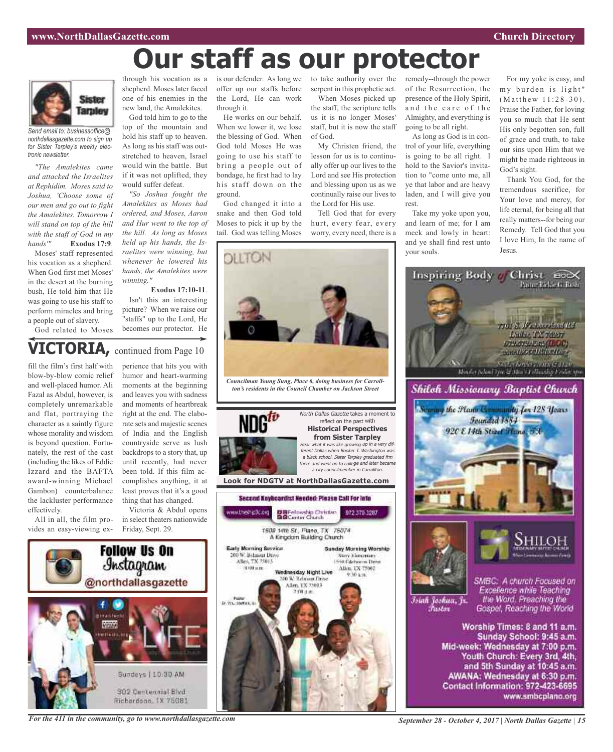# Our staff as our protector

Sister Tarpley

*Send email to: businessoffice@northdallasgazette.com to sign up for Sister Tarpley's weekly electronic newsletter.*

*"The Amalekites came and attacked the Israelites at Rephidim. Moses said to Joshua, 'Choose some of our men and go out to fight the Amalekites. Tomorrow I will stand on top of the hill with the staff of God in my hands'"* **Exodus 17:9**.

Moses' staff represented his vocation as a shepherd. When God first met Moses' in the desert at the burning bush, He told him that He was going to use his staff to perform miracles and bring a people out of slavery.

God related to Moses through his vocation as a shepherd. Moses later faced one of his enemies in the new land, the Amalekites.

God told him to go to the top of the mountain and hold his staff up to heaven. As long as his staff was outstretched to heaven, Israel would win the battle. But if it was not uplifted, they would suffer defeat.

*"So Joshua fought the Amalekites as Moses had ordered, and Moses, Aaron and Hur went to the top of the hill. As long as Moses held up his hands, the Israelites were winning, but whenever he lowered his hands, the Amalekites were winning."*

**Exodus 17:10-11**.

Isn't this an interesting picture? When we raise our "staffs" up to the Lord, He becomes our protector. He is our defender. As long as we offer up our staffs before the Lord, He can work through it.

He works on our behalf. When we lower it, we lose the blessing of God. When God told Moses He was going to use his staff to bring a people out of bondage, he first had to lay his staff down on the ground.

God changed it into a snake and then God told Moses to pick it up by the tail. God was telling Moses to take authority over the serpent in this prophetic act.

When Moses picked up the staff, the scripture tells us it is no longer Moses' staff, but it is now the staff of God.

My Christen friend, the lesson for us is to continually offer up our lives to the Lord and see His protection and blessing upon us as we continually raise our lives to the Lord for His use.

Tell God that for every hurt, every fear, every worry, every need, there is a remedy--through the power of the Resurrection, the presence of the Holy Spirit, and the care of the Almighty, and everything is going to be all right.

As long as God is in control of your life, everything is going to be all right. I hold to the Savior's invitation to "come unto me, all ye that labor and are heavy laden, and I will give you rest.

Take my yoke upon you, and learn of me; for I am meek and lowly in heart: and ye shall find rest unto your souls.

For my yoke is easy, and my burden is light" (Matthew 11:28-30). Praise the Father, for loving you so much that He sent His only begotten son, full of grace and truth, to take our sins upon Him that we might be made righteous in God's sight.

Thank You God, for the tremendous sacrifice, for Your love and mercy, for life eternal, for being all that really matters--for being our Remedy. Tell God that you I love Him, In the name of Jesus.

## VICTORIA, continued from Page 10

fill the film's first half with blow-by-blow comic relief and well-placed humor. Ali Fazal as Abdul, however, is completely unremarkable and flat, portraying the character as a saintly figure whose morality and wisdom is beyond question. Fortunately, the rest of the cast (including the likes of Eddie Izzard and the BAFTA award-winning Michael Gambon) counterbalance the lackluster performance effectively.

All in all, the film provides an easy-viewing experience that hits you with humor and heart-warming moments at the beginning and leaves you with sadness and moments of heartbreak right at the end. The elaborate sets and majestic scenes of India and the English countryside serve as lush backdrops to a story that, up until recently, had never been told. If this film accomplishes anything, it at least proves that it's a good thing that has changed.

Victoria & Abdul opens in select theaters nationwide Friday, Sept. 29.

*Councilman Young Sung, Place 6, doing business for Carrollton's residents in the Council Chamber on Jackson Street*

NDG tv

*North Dallas Gazette* takes a moment to reflect on the past with **Historical Perspectives from Sister Tarpley**

*Hear what it was like growing up in a very different Dallas when Booker T. Washington was a black school. Sister Tarpley graduated frm there and went on to college and later became a city councilmember in Carrollton.*

**Look for NDGTV at NorthDallasGazette.com**

**Follow Us On Instagram @northdallasgazette**

LIFE

Sundays | 10:30 AM

302 Centennial Blvd
Richardson, TX 75081

**Second Keyboardist Needed: Please Call For Info**

www.theship3c.org | Fellowship Christian Center Church | 972 379 3287

1609 14th St., Plano, TX 75074
A Kingdom Building Church

Early Morning Service
200 W. Belmont Drive
Allen, TX 75013
8:00 a.m.

Sunday Morning Worship
Story Elementary
1550 Edelweiss Drive
Allen, TX 75002
9:30 a.m.

Wednesday Night Live
200 W. Belmont Drive
Allen, TX 75013
7:00 p.m.

Pastor
Dr. W.L. Stafford, Sr.

**Inspiring Body of Christ**
Pastor Rickie G. Rush

7701 S. Westmoreland Rd
Dallas TX 75237
972.372.4262 (IBOC)
www.IBOCCHURCH.org

Sunday Service Times: 7:30 & 11:00
Monday School 7pm & Men's Fellowship Friday 8pm

**Shiloh Missionary Baptist Church**

Serving the Plano Community for 128 Years
Founded 1884
920 E 14th Street Plano, TX

SHILOH
Missionary Baptist Church

Isiah Joshua, Jr.
Pastor

SMBC: A church Focused on Excellence while Teaching the Word, Preaching the Gospel, Reaching the World

**Worship Times: 8 and 11 a.m.**
**Sunday School: 9:45 a.m.**
**Mid-week: Wednesday at 7:00 p.m.**
**Youth Church: Every 3rd, 4th, and 5th Sunday at 10:45 a.m.**
**AWANA: Wednesday at 6:30 p.m.**
**Contact Information: 972-423-6695**
**www.smbcplano.org**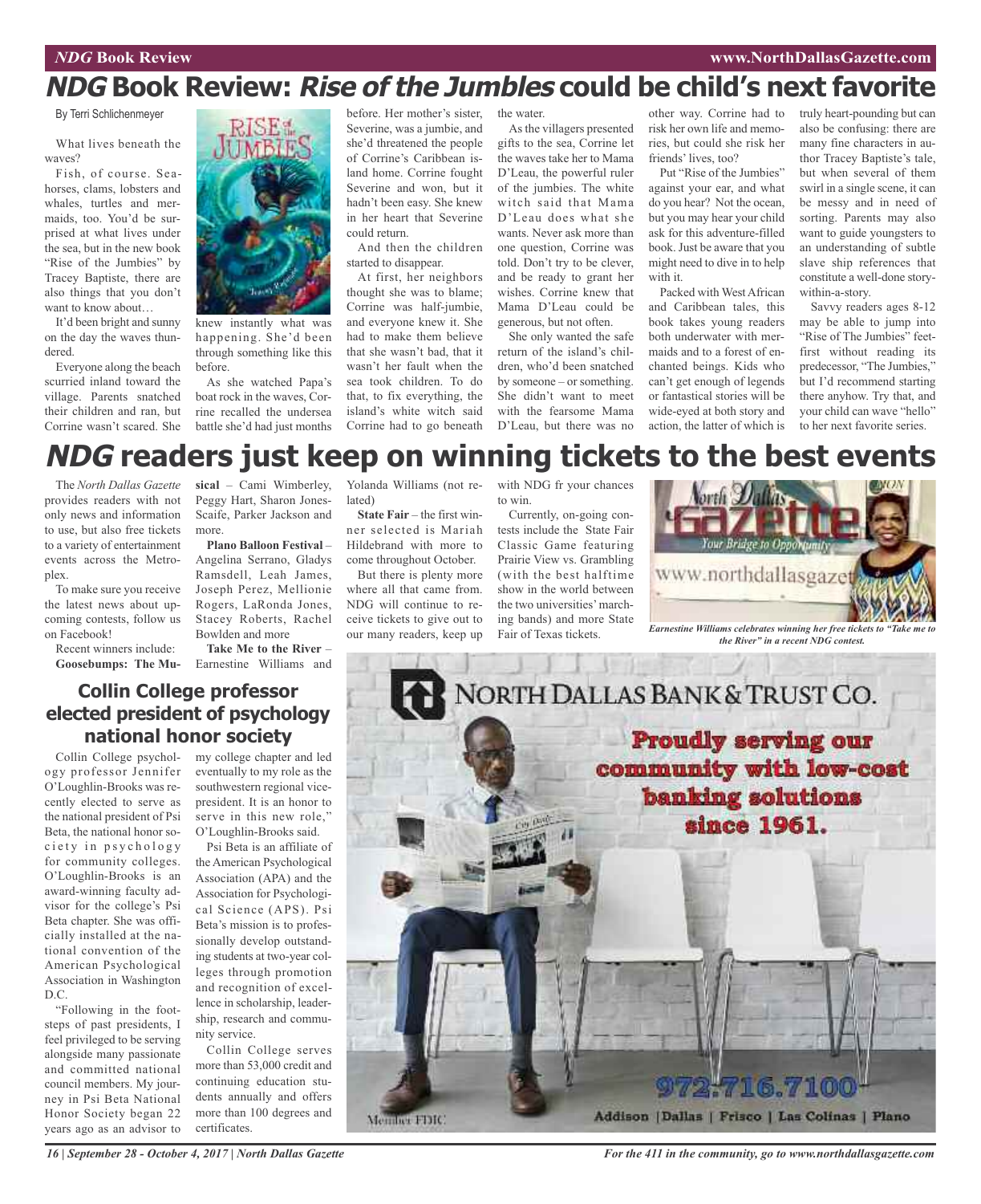# *NDG* Book Review: *Rise of the Jumbles* could be child's next favorite

By Terri Schlichenmeyer

What lives beneath the waves?

Fish, of course. Seahorses, clams, lobsters and whales, turtles and mermaids, too. You'd be surprised at what lives under the sea, but in the new book "Rise of the Jumbies" by Tracey Baptiste, there are also things that you don't want to know about…

It'd been bright and sunny on the day the waves thundered.

Everyone along the beach scurried inland toward the village. Parents snatched their children and ran, but Corrine wasn't scared. She knew instantly what was happening. She'd been through something like this before.

As she watched Papa's boat rock in the waves, Corrine recalled the undersea battle she'd had just months before. Her mother's sister, Severine, was a jumbie, and she'd threatened the people of Corrine's Caribbean island home. Corrine fought Severine and won, but it hadn't been easy. She knew in her heart that Severine could return.

And then the children started to disappear.

At first, her neighbors thought she was to blame; Corrine was half-jumbie, and everyone knew it. She had to make them believe that she wasn't bad, that it wasn't her fault when the sea took children. To do that, to fix everything, the island's white witch said Corrine had to go beneath the water.

As the villagers presented gifts to the sea, Corrine let the waves take her to Mama D'Leau, the powerful ruler of the jumbies. The white witch said that Mama D'Leau does what she wants. Never ask more than one question, Corrine was told. Don't try to be clever, and be ready to grant her wishes. Corrine knew that Mama D'Leau could be generous, but not often.

She only wanted the safe return of the island's children, who'd been snatched by someone – or something. She didn't want to meet with the fearsome Mama D'Leau, but there was no other way. Corrine had to risk her own life and memories, but could she risk her friends' lives, too?

Put "Rise of the Jumbies" against your ear, and what do you hear? Not the ocean, but you may hear your child ask for this adventure-filled book. Just be aware that you might need to dive in to help with it.

Packed with West African and Caribbean tales, this book takes young readers both underwater with mermaids and to a forest of enchanted beings. Kids who can't get enough of legends or fantastical stories will be wide-eyed at both story and action, the latter of which is truly heart-pounding but can also be confusing: there are many fine characters in author Tracey Baptiste's tale, but when several of them swirl in a single scene, it can be messy and in need of sorting. Parents may also want to guide youngsters to an understanding of subtle slave ship references that constitute a well-done story-within-a-story.

Savvy readers ages 8-12 may be able to jump into "Rise of The Jumbies" feet-first without reading its predecessor, "The Jumbies," but I'd recommend starting there anyhow. Try that, and your child can wave "hello" to her next favorite series.

# *NDG* readers just keep on winning tickets to the best events

The *North Dallas Gazette* provides readers with not only news and information to use, but also free tickets to a variety of entertainment events across the Metroplex.

To make sure you receive the latest news about upcoming contests, follow us on Facebook!

Recent winners include:

**Goosebumps: The Musical** – Cami Wimberley, Peggy Hart, Sharon Jones-Scaife, Parker Jackson and more.

**Plano Balloon Festival** – Angelina Serrano, Gladys Ramsdell, Leah James, Joseph Perez, Mellionie Rogers, LaRonda Jones, Stacey Roberts, Rachel Bowlden and more

**Take Me to the River** – Earnestine Williams and Yolanda Williams (not related)

**State Fair** – the first winner selected is Mariah Hildebrand with more to come throughout October.

But there is plenty more where all that came from. NDG will continue to receive tickets to give out to our many readers, keep up with NDG fr your chances to win.

Currently, on-going contests include the State Fair Classic Game featuring Prairie View vs. Grambling (with the best halftime show in the world between the two universities' marching bands) and more State Fair of Texas tickets.

*Earnestine Williams celebrates winning her free tickets to "Take me to the River" in a recent NDG contest.*

## Collin College professor elected president of psychology national honor society

Collin College psychology professor Jennifer O'Loughlin-Brooks was recently elected to serve as the national president of Psi Beta, the national honor society in psychology for community colleges. O'Loughlin-Brooks is an award-winning faculty advisor for the college's Psi Beta chapter. She was officially installed at the national convention of the American Psychological Association in Washington D.C.

"Following in the footsteps of past presidents, I feel privileged to be serving alongside many passionate and committed national council members. My journey in Psi Beta National Honor Society began 22 years ago as an advisor to my college chapter and led eventually to my role as the southwestern regional vice-president. It is an honor to serve in this new role," O'Loughlin-Brooks said.

Psi Beta is an affiliate of the American Psychological Association (APA) and the Association for Psychological Science (APS). Psi Beta's mission is to professionally develop outstanding students at two-year colleges through promotion and recognition of excellence in scholarship, leadership, research and community service.

Collin College serves more than 53,000 credit and continuing education students annually and offers more than 100 degrees and certificates.

NORTH DALLAS BANK & TRUST CO.

Proudly serving our community with low-cost banking solutions since 1961.

972.716.7100

Member FDIC

Addison | Dallas | Frisco | Las Colinas | Plano